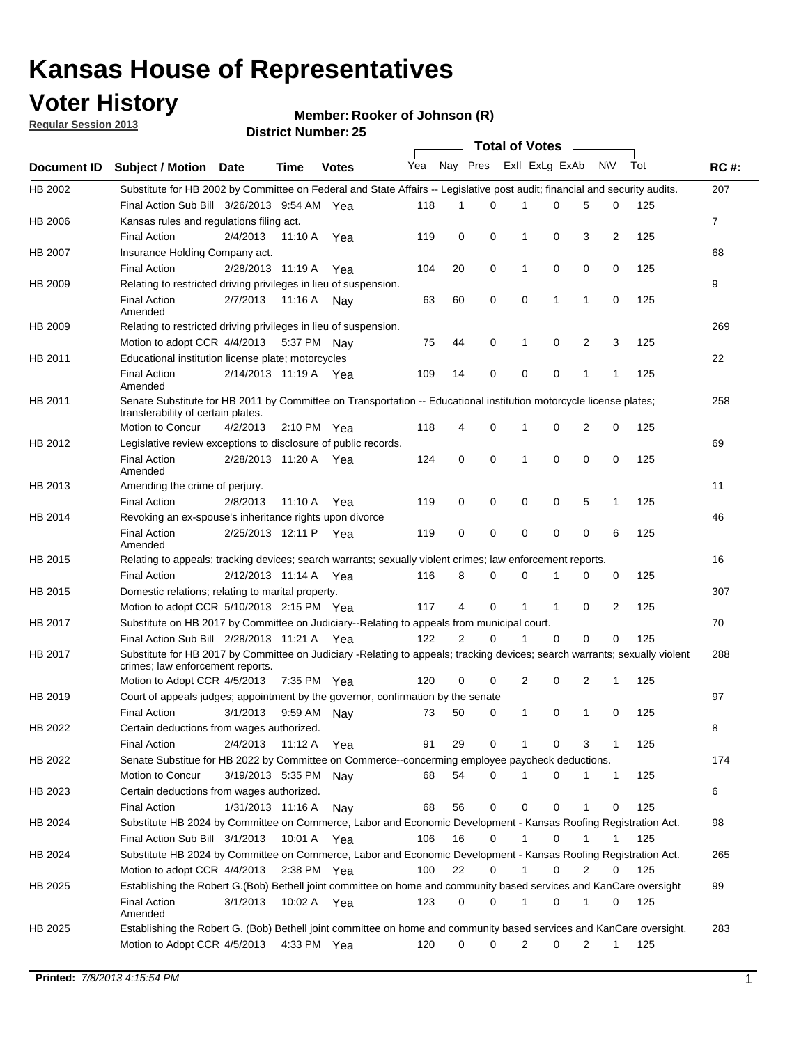# Kansas House of Representatives

## Voter History

**Regular Session 2013**

**Member: Rooker of Johnson (R)**

**District Number: 25**

| Document ID | Subject / Motion | Date | Time | Votes | Yea | Nay | Pres | ExII | ExLg | ExAb | N\V | Tot | RC #: |
|---|---|---|---|---|---|---|---|---|---|---|---|---|---|
| HB 2002 | Substitute for HB 2002 by Committee on Federal and State Affairs -- Legislative post audit; financial and security audits. | | | | | | | | | | | | 207 |
| | Final Action Sub Bill | 3/26/2013 | 9:54 AM | Yea | 118 | 1 | 0 | 1 | 0 | 5 | 0 | 125 | |
| HB 2006 | Kansas rules and regulations filing act. | | | | | | | | | | | | 7 |
| | Final Action | 2/4/2013 | 11:10 A | Yea | 119 | 0 | 0 | 1 | 0 | 3 | 2 | 125 | |
| HB 2007 | Insurance Holding Company act. | | | | | | | | | | | | 68 |
| | Final Action | 2/28/2013 | 11:19 A | Yea | 104 | 20 | 0 | 1 | 0 | 0 | 0 | 125 | |
| HB 2009 | Relating to restricted driving privileges in lieu of suspension. | | | | | | | | | | | | 9 |
| | Final Action Amended | 2/7/2013 | 11:16 A | Nay | 63 | 60 | 0 | 0 | 1 | 1 | 0 | 125 | |
| HB 2009 | Relating to restricted driving privileges in lieu of suspension. | | | | | | | | | | | | 269 |
| | Motion to adopt CCR | 4/4/2013 | 5:37 PM | Nay | 75 | 44 | 0 | 1 | 0 | 2 | 3 | 125 | |
| HB 2011 | Educational institution license plate; motorcycles | | | | | | | | | | | | 22 |
| | Final Action Amended | 2/14/2013 | 11:19 A | Yea | 109 | 14 | 0 | 0 | 0 | 1 | 1 | 125 | |
| HB 2011 | Senate Substitute for HB 2011 by Committee on Transportation -- Educational institution motorcycle license plates; transferability of certain plates. | | | | | | | | | | | | 258 |
| | Motion to Concur | 4/2/2013 | 2:10 PM | Yea | 118 | 4 | 0 | 1 | 0 | 2 | 0 | 125 | |
| HB 2012 | Legislative review exceptions to disclosure of public records. | | | | | | | | | | | | 69 |
| | Final Action Amended | 2/28/2013 | 11:20 A | Yea | 124 | 0 | 0 | 1 | 0 | 0 | 0 | 125 | |
| HB 2013 | Amending the crime of perjury. | | | | | | | | | | | | 11 |
| | Final Action | 2/8/2013 | 11:10 A | Yea | 119 | 0 | 0 | 0 | 0 | 5 | 1 | 125 | |
| HB 2014 | Revoking an ex-spouse's inheritance rights upon divorce | | | | | | | | | | | | 46 |
| | Final Action Amended | 2/25/2013 | 12:11 P | Yea | 119 | 0 | 0 | 0 | 0 | 0 | 6 | 125 | |
| HB 2015 | Relating to appeals; tracking devices; search warrants; sexually violent crimes; law enforcement reports. | | | | | | | | | | | | 16 |
| | Final Action | 2/12/2013 | 11:14 A | Yea | 116 | 8 | 0 | 0 | 1 | 0 | 0 | 125 | |
| HB 2015 | Domestic relations; relating to marital property. | | | | | | | | | | | | 307 |
| | Motion to adopt CCR | 5/10/2013 | 2:15 PM | Yea | 117 | 4 | 0 | 1 | 1 | 0 | 2 | 125 | |
| HB 2017 | Substitute on HB 2017 by Committee on Judiciary--Relating to appeals from municipal court. | | | | | | | | | | | | 70 |
| | Final Action Sub Bill | 2/28/2013 | 11:21 A | Yea | 122 | 2 | 0 | 1 | 0 | 0 | 0 | 125 | |
| HB 2017 | Substitute for HB 2017 by Committee on Judiciary -Relating to appeals; tracking devices; search warrants; sexually violent crimes; law enforcement reports. | | | | | | | | | | | | 288 |
| | Motion to Adopt CCR | 4/5/2013 | 7:35 PM | Yea | 120 | 0 | 0 | 2 | 0 | 2 | 1 | 125 | |
| HB 2019 | Court of appeals judges; appointment by the governor, confirmation by the senate | | | | | | | | | | | | 97 |
| | Final Action | 3/1/2013 | 9:59 AM | Nay | 73 | 50 | 0 | 1 | 0 | 1 | 0 | 125 | |
| HB 2022 | Certain deductions from wages authorized. | | | | | | | | | | | | 8 |
| | Final Action | 2/4/2013 | 11:12 A | Yea | 91 | 29 | 0 | 1 | 0 | 3 | 1 | 125 | |
| HB 2022 | Senate Substitue for HB 2022 by Committee on Commerce--concerning employee paycheck deductions. | | | | | | | | | | | | 174 |
| | Motion to Concur | 3/19/2013 | 5:35 PM | Nay | 68 | 54 | 0 | 1 | 0 | 1 | 1 | 125 | |
| HB 2023 | Certain deductions from wages authorized. | | | | | | | | | | | | 6 |
| | Final Action | 1/31/2013 | 11:16 A | Nay | 68 | 56 | 0 | 0 | 0 | 1 | 0 | 125 | |
| HB 2024 | Substitute HB 2024 by Committee on Commerce, Labor and Economic Development - Kansas Roofing Registration Act. | | | | | | | | | | | | 98 |
| | Final Action Sub Bill | 3/1/2013 | 10:01 A | Yea | 106 | 16 | 0 | 1 | 0 | 1 | 1 | 125 | |
| HB 2024 | Substitute HB 2024 by Committee on Commerce, Labor and Economic Development - Kansas Roofing Registration Act. | | | | | | | | | | | | 265 |
| | Motion to adopt CCR | 4/4/2013 | 2:38 PM | Yea | 100 | 22 | 0 | 1 | 0 | 2 | 0 | 125 | |
| HB 2025 | Establishing the Robert G.(Bob) Bethell joint committee on home and community based services and KanCare oversight | | | | | | | | | | | | 99 |
| | Final Action Amended | 3/1/2013 | 10:02 A | Yea | 123 | 0 | 0 | 1 | 0 | 1 | 0 | 125 | |
| HB 2025 | Establishing the Robert G. (Bob) Bethell joint committee on home and community based services and KanCare oversight. | | | | | | | | | | | | 283 |
| | Motion to Adopt CCR | 4/5/2013 | 4:33 PM | Yea | 120 | 0 | 0 | 2 | 0 | 2 | 1 | 125 | |

**Printed:** *7/8/2013 4:15:54 PM*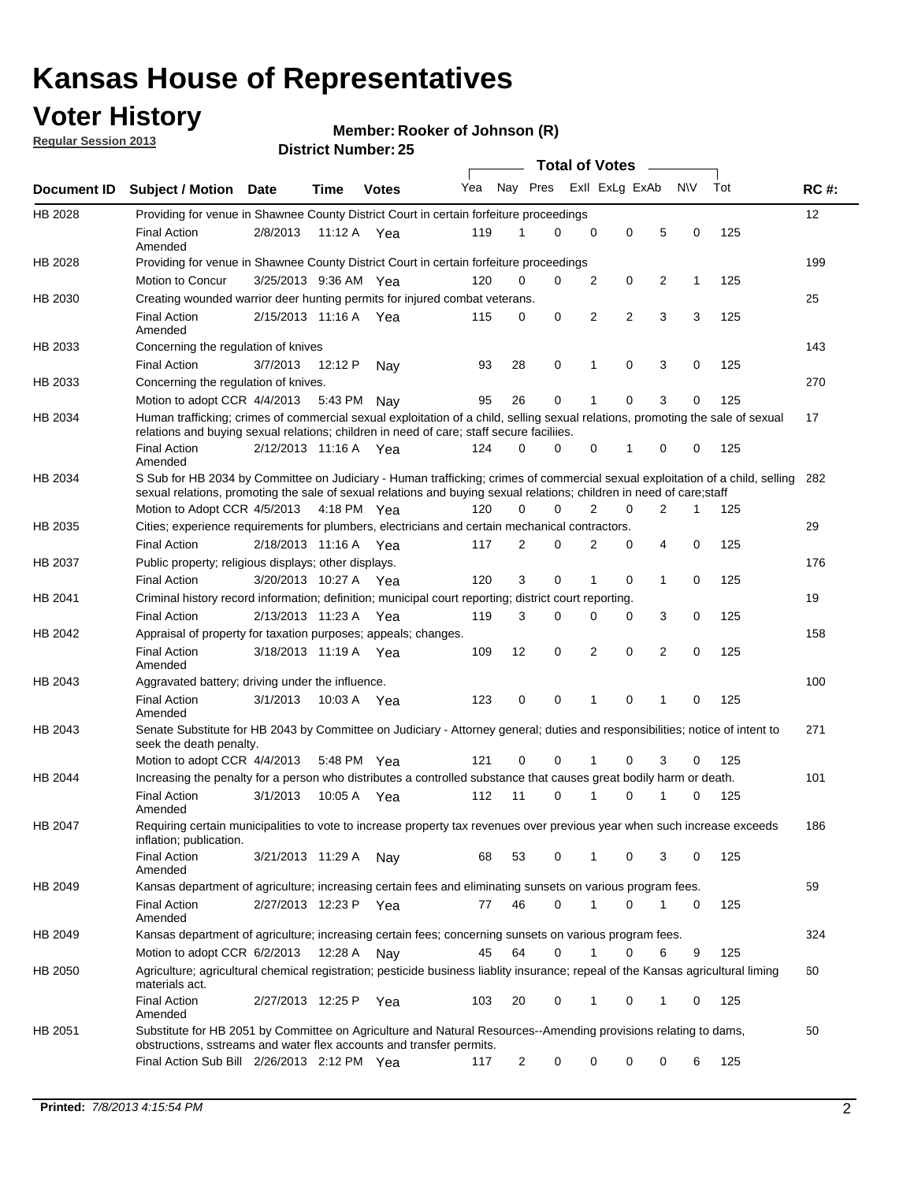# Kansas House of Representatives

## Voter History

**Regular Session 2013**

**Member: Rooker of Johnson (R)**

**District Number: 25**

| Document ID | Subject / Motion | Date | Time | Votes | Yea | Nay | Pres | ExII | ExLg | ExAb | N\V | Tot | RC #: |
|---|---|---|---|---|---|---|---|---|---|---|---|---|---|
| HB 2028 | Providing for venue in Shawnee County District Court in certain forfeiture proceedings | | | | | | | | | | | | 12 |
| | Final Action Amended | 2/8/2013 | 11:12 A | Yea | 119 | 1 | 0 | 0 | 0 | 5 | 0 | 125 | |
| HB 2028 | Providing for venue in Shawnee County District Court in certain forfeiture proceedings | | | | | | | | | | | | 199 |
| | Motion to Concur | 3/25/2013 | 9:36 AM | Yea | 120 | 0 | 0 | 2 | 0 | 2 | 1 | 125 | |
| HB 2030 | Creating wounded warrior deer hunting permits for injured combat veterans. | | | | | | | | | | | | 25 |
| | Final Action Amended | 2/15/2013 | 11:16 A | Yea | 115 | 0 | 0 | 2 | 2 | 3 | 3 | 125 | |
| HB 2033 | Concerning the regulation of knives | | | | | | | | | | | | 143 |
| | Final Action | 3/7/2013 | 12:12 P | Nay | 93 | 28 | 0 | 1 | 0 | 3 | 0 | 125 | |
| HB 2033 | Concerning the regulation of knives. | | | | | | | | | | | | 270 |
| | Motion to adopt CCR | 4/4/2013 | 5:43 PM | Nay | 95 | 26 | 0 | 1 | 0 | 3 | 0 | 125 | |
| HB 2034 | Human trafficking; crimes of commercial sexual exploitation of a child, selling sexual relations, promoting the sale of sexual relations and buying sexual relations; children in need of care; staff secure faciliies. | | | | | | | | | | | | 17 |
| | Final Action Amended | 2/12/2013 | 11:16 A | Yea | 124 | 0 | 0 | 0 | 1 | 0 | 0 | 125 | |
| HB 2034 | S Sub for HB 2034 by Committee on Judiciary - Human trafficking; crimes of commercial sexual exploitation of a child, selling sexual relations, promoting the sale of sexual relations and buying sexual relations; children in need of care;staff | | | | | | | | | | | | 282 |
| | Motion to Adopt CCR | 4/5/2013 | 4:18 PM | Yea | 120 | 0 | 0 | 2 | 0 | 2 | 1 | 125 | |
| HB 2035 | Cities; experience requirements for plumbers, electricians and certain mechanical contractors. | | | | | | | | | | | | 29 |
| | Final Action | 2/18/2013 | 11:16 A | Yea | 117 | 2 | 0 | 2 | 0 | 4 | 0 | 125 | |
| HB 2037 | Public property; religious displays; other displays. | | | | | | | | | | | | 176 |
| | Final Action | 3/20/2013 | 10:27 A | Yea | 120 | 3 | 0 | 1 | 0 | 1 | 0 | 125 | |
| HB 2041 | Criminal history record information; definition; municipal court reporting; district court reporting. | | | | | | | | | | | | 19 |
| | Final Action | 2/13/2013 | 11:23 A | Yea | 119 | 3 | 0 | 0 | 0 | 3 | 0 | 125 | |
| HB 2042 | Appraisal of property for taxation purposes; appeals; changes. | | | | | | | | | | | | 158 |
| | Final Action Amended | 3/18/2013 | 11:19 A | Yea | 109 | 12 | 0 | 2 | 0 | 2 | 0 | 125 | |
| HB 2043 | Aggravated battery; driving under the influence. | | | | | | | | | | | | 100 |
| | Final Action Amended | 3/1/2013 | 10:03 A | Yea | 123 | 0 | 0 | 1 | 0 | 1 | 0 | 125 | |
| HB 2043 | Senate Substitute for HB 2043 by Committee on Judiciary - Attorney general; duties and responsibilities; notice of intent to seek the death penalty. | | | | | | | | | | | | 271 |
| | Motion to adopt CCR | 4/4/2013 | 5:48 PM | Yea | 121 | 0 | 0 | 1 | 0 | 3 | 0 | 125 | |
| HB 2044 | Increasing the penalty for a person who distributes a controlled substance that causes great bodily harm or death. | | | | | | | | | | | | 101 |
| | Final Action Amended | 3/1/2013 | 10:05 A | Yea | 112 | 11 | 0 | 1 | 0 | 1 | 0 | 125 | |
| HB 2047 | Requiring certain municipalities to vote to increase property tax revenues over previous year when such increase exceeds inflation; publication. | | | | | | | | | | | | 186 |
| | Final Action Amended | 3/21/2013 | 11:29 A | Nay | 68 | 53 | 0 | 1 | 0 | 3 | 0 | 125 | |
| HB 2049 | Kansas department of agriculture; increasing certain fees and eliminating sunsets on various program fees. | | | | | | | | | | | | 59 |
| | Final Action Amended | 2/27/2013 | 12:23 P | Yea | 77 | 46 | 0 | 1 | 0 | 1 | 0 | 125 | |
| HB 2049 | Kansas department of agriculture; increasing certain fees; concerning sunsets on various program fees. | | | | | | | | | | | | 324 |
| | Motion to adopt CCR | 6/2/2013 | 12:28 A | Nay | 45 | 64 | 0 | 1 | 0 | 6 | 9 | 125 | |
| HB 2050 | Agriculture; agricultural chemical registration; pesticide business liablity insurance; repeal of the Kansas agricultural liming materials act. | | | | | | | | | | | | 60 |
| | Final Action Amended | 2/27/2013 | 12:25 P | Yea | 103 | 20 | 0 | 1 | 0 | 1 | 0 | 125 | |
| HB 2051 | Substitute for HB 2051 by Committee on Agriculture and Natural Resources--Amending provisions relating to dams, obstructions, sstreams and water flex accounts and transfer permits. | | | | | | | | | | | | 50 |
| | Final Action Sub Bill | 2/26/2013 | 2:12 PM | Yea | 117 | 2 | 0 | 0 | 0 | 0 | 6 | 125 | |

**Printed:** *7/8/2013 4:15:54 PM*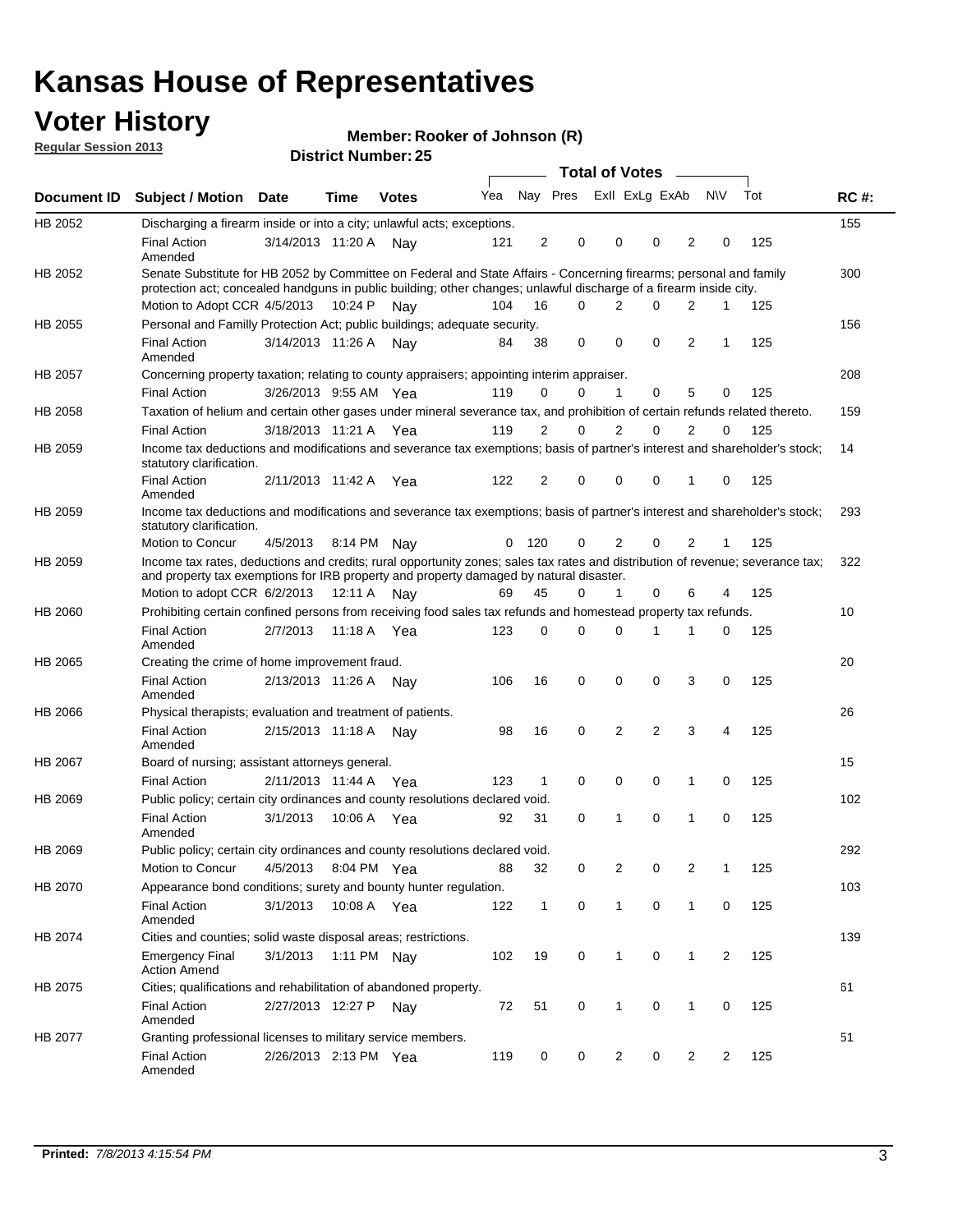# Kansas House of Representatives

## Voter History

**Regular Session 2013**

**Member: Rooker of Johnson (R)**

**District Number: 25**

| Document ID | Subject / Motion | Date | Time | Votes | Yea | Nay | Pres | ExII | ExLg | ExAb | N\V | Tot | RC #: |
|---|---|---|---|---|---|---|---|---|---|---|---|---|---|
| HB 2052 | Discharging a firearm inside or into a city; unlawful acts; exceptions. | | | | | | | | | | | | 155 |
| | Final Action Amended | 3/14/2013 | 11:20 A | Nay | 121 | 2 | 0 | 0 | 0 | 2 | 0 | 125 | |
| HB 2052 | Senate Substitute for HB 2052 by Committee on Federal and State Affairs - Concerning firearms; personal and family protection act; concealed handguns in public building; other changes; unlawful discharge of a firearm inside city. | | | | | | | | | | | | 300 |
| | Motion to Adopt CCR | 4/5/2013 | 10:24 P | Nay | 104 | 16 | 0 | 2 | 0 | 2 | 1 | 125 | |
| HB 2055 | Personal and Familly Protection Act; public buildings; adequate security. | | | | | | | | | | | | 156 |
| | Final Action Amended | 3/14/2013 | 11:26 A | Nay | 84 | 38 | 0 | 0 | 0 | 2 | 1 | 125 | |
| HB 2057 | Concerning property taxation; relating to county appraisers; appointing interim appraiser. | | | | | | | | | | | | 208 |
| | Final Action | 3/26/2013 | 9:55 AM | Yea | 119 | 0 | 0 | 1 | 0 | 5 | 0 | 125 | |
| HB 2058 | Taxation of helium and certain other gases under mineral severance tax, and prohibition of certain refunds related thereto. | | | | | | | | | | | | 159 |
| | Final Action | 3/18/2013 | 11:21 A | Yea | 119 | 2 | 0 | 2 | 0 | 2 | 0 | 125 | |
| HB 2059 | Income tax deductions and modifications and severance tax exemptions; basis of partner's interest and shareholder's stock; statutory clarification. | | | | | | | | | | | | 14 |
| | Final Action Amended | 2/11/2013 | 11:42 A | Yea | 122 | 2 | 0 | 0 | 0 | 1 | 0 | 125 | |
| HB 2059 | Income tax deductions and modifications and severance tax exemptions; basis of partner's interest and shareholder's stock; statutory clarification. | | | | | | | | | | | | 293 |
| | Motion to Concur | 4/5/2013 | 8:14 PM | Nay | 0 | 120 | 0 | 2 | 0 | 2 | 1 | 125 | |
| HB 2059 | Income tax rates, deductions and credits; rural opportunity zones; sales tax rates and distribution of revenue; severance tax; and property tax exemptions for IRB property and property damaged by natural disaster. | | | | | | | | | | | | 322 |
| | Motion to adopt CCR | 6/2/2013 | 12:11 A | Nay | 69 | 45 | 0 | 1 | 0 | 6 | 4 | 125 | |
| HB 2060 | Prohibiting certain confined persons from receiving food sales tax refunds and homestead property tax refunds. | | | | | | | | | | | | 10 |
| | Final Action Amended | 2/7/2013 | 11:18 A | Yea | 123 | 0 | 0 | 0 | 1 | 1 | 0 | 125 | |
| HB 2065 | Creating the crime of home improvement fraud. | | | | | | | | | | | | 20 |
| | Final Action Amended | 2/13/2013 | 11:26 A | Nay | 106 | 16 | 0 | 0 | 0 | 3 | 0 | 125 | |
| HB 2066 | Physical therapists; evaluation and treatment of patients. | | | | | | | | | | | | 26 |
| | Final Action Amended | 2/15/2013 | 11:18 A | Nay | 98 | 16 | 0 | 2 | 2 | 3 | 4 | 125 | |
| HB 2067 | Board of nursing; assistant attorneys general. | | | | | | | | | | | | 15 |
| | Final Action | 2/11/2013 | 11:44 A | Yea | 123 | 1 | 0 | 0 | 0 | 1 | 0 | 125 | |
| HB 2069 | Public policy; certain city ordinances and county resolutions declared void. | | | | | | | | | | | | 102 |
| | Final Action Amended | 3/1/2013 | 10:06 A | Yea | 92 | 31 | 0 | 1 | 0 | 1 | 0 | 125 | |
| HB 2069 | Public policy; certain city ordinances and county resolutions declared void. | | | | | | | | | | | | 292 |
| | Motion to Concur | 4/5/2013 | 8:04 PM | Yea | 88 | 32 | 0 | 2 | 0 | 2 | 1 | 125 | |
| HB 2070 | Appearance bond conditions; surety and bounty hunter regulation. | | | | | | | | | | | | 103 |
| | Final Action Amended | 3/1/2013 | 10:08 A | Yea | 122 | 1 | 0 | 1 | 0 | 1 | 0 | 125 | |
| HB 2074 | Cities and counties; solid waste disposal areas; restrictions. | | | | | | | | | | | | 139 |
| | Emergency Final Action Amend | 3/1/2013 | 1:11 PM | Nay | 102 | 19 | 0 | 1 | 0 | 1 | 2 | 125 | |
| HB 2075 | Cities; qualifications and rehabilitation of abandoned property. | | | | | | | | | | | | 61 |
| | Final Action Amended | 2/27/2013 | 12:27 P | Nay | 72 | 51 | 0 | 1 | 0 | 1 | 0 | 125 | |
| HB 2077 | Granting professional licenses to military service members. | | | | | | | | | | | | 51 |
| | Final Action Amended | 2/26/2013 | 2:13 PM | Yea | 119 | 0 | 0 | 2 | 0 | 2 | 2 | 125 | |

**Printed:** *7/8/2013 4:15:54 PM*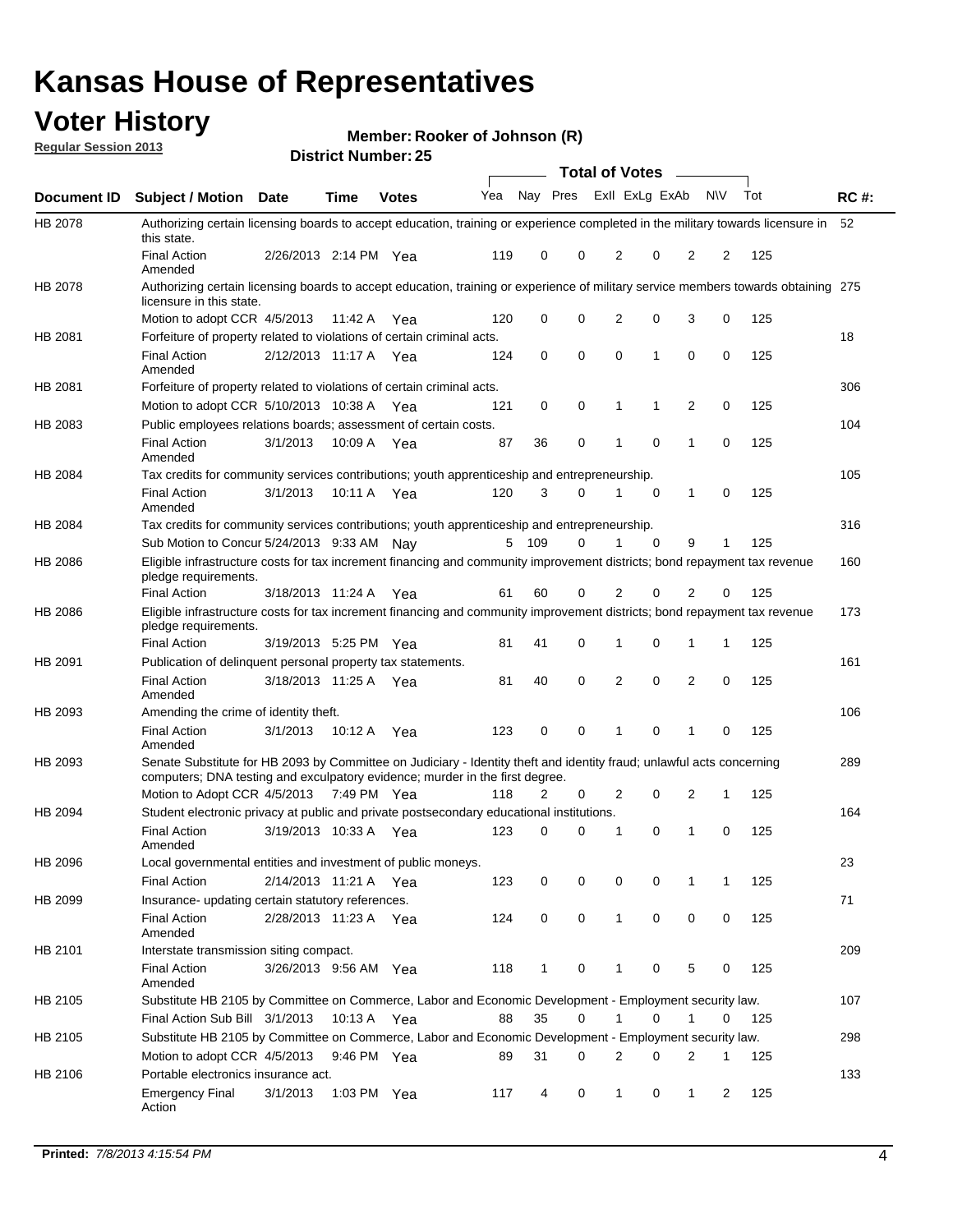# Kansas House of Representatives

## Voter History

**Regular Session 2013**

**Member: Rooker of Johnson (R)**

**District Number: 25**

| Document ID | Subject / Motion | Date | Time | Votes | Yea | Nay | Pres | ExII | ExLg | ExAb | N\V | Tot | RC #: |
|---|---|---|---|---|---|---|---|---|---|---|---|---|---|
| HB 2078 | Authorizing certain licensing boards to accept education, training or experience completed in the military towards licensure in this state. | | | | | | | | | | | | 52 |
| | Final Action Amended | 2/26/2013 | 2:14 PM | Yea | 119 | 0 | 0 | 2 | 0 | 2 | 2 | 125 | |
| HB 2078 | Authorizing certain licensing boards to accept education, training or experience of military service members towards obtaining licensure in this state. | | | | | | | | | | | | 275 |
| | Motion to adopt CCR | 4/5/2013 | 11:42 A | Yea | 120 | 0 | 0 | 2 | 0 | 3 | 0 | 125 | |
| HB 2081 | Forfeiture of property related to violations of certain criminal acts. | | | | | | | | | | | | 18 |
| | Final Action Amended | 2/12/2013 | 11:17 A | Yea | 124 | 0 | 0 | 0 | 1 | 0 | 0 | 125 | |
| HB 2081 | Forfeiture of property related to violations of certain criminal acts. | | | | | | | | | | | | 306 |
| | Motion to adopt CCR | 5/10/2013 | 10:38 A | Yea | 121 | 0 | 0 | 1 | 1 | 2 | 0 | 125 | |
| HB 2083 | Public employees relations boards; assessment of certain costs. | | | | | | | | | | | | 104 |
| | Final Action Amended | 3/1/2013 | 10:09 A | Yea | 87 | 36 | 0 | 1 | 0 | 1 | 0 | 125 | |
| HB 2084 | Tax credits for community services contributions; youth apprenticeship and entrepreneurship. | | | | | | | | | | | | 105 |
| | Final Action Amended | 3/1/2013 | 10:11 A | Yea | 120 | 3 | 0 | 1 | 0 | 1 | 0 | 125 | |
| HB 2084 | Tax credits for community services contributions; youth apprenticeship and entrepreneurship. | | | | | | | | | | | | 316 |
| | Sub Motion to Concur | 5/24/2013 | 9:33 AM | Nay | 5 | 109 | 0 | 1 | 0 | 9 | 1 | 125 | |
| HB 2086 | Eligible infrastructure costs for tax increment financing and community improvement districts; bond repayment tax revenue pledge requirements. | | | | | | | | | | | | 160 |
| | Final Action | 3/18/2013 | 11:24 A | Yea | 61 | 60 | 0 | 2 | 0 | 2 | 0 | 125 | |
| HB 2086 | Eligible infrastructure costs for tax increment financing and community improvement districts; bond repayment tax revenue pledge requirements. | | | | | | | | | | | | 173 |
| | Final Action | 3/19/2013 | 5:25 PM | Yea | 81 | 41 | 0 | 1 | 0 | 1 | 1 | 125 | |
| HB 2091 | Publication of delinquent personal property tax statements. | | | | | | | | | | | | 161 |
| | Final Action Amended | 3/18/2013 | 11:25 A | Yea | 81 | 40 | 0 | 2 | 0 | 2 | 0 | 125 | |
| HB 2093 | Amending the crime of identity theft. | | | | | | | | | | | | 106 |
| | Final Action Amended | 3/1/2013 | 10:12 A | Yea | 123 | 0 | 0 | 1 | 0 | 1 | 0 | 125 | |
| HB 2093 | Senate Substitute for HB 2093 by Committee on Judiciary - Identity theft and identity fraud; unlawful acts concerning computers; DNA testing and exculpatory evidence; murder in the first degree. | | | | | | | | | | | | 289 |
| | Motion to Adopt CCR | 4/5/2013 | 7:49 PM | Yea | 118 | 2 | 0 | 2 | 0 | 2 | 1 | 125 | |
| HB 2094 | Student electronic privacy at public and private postsecondary educational institutions. | | | | | | | | | | | | 164 |
| | Final Action Amended | 3/19/2013 | 10:33 A | Yea | 123 | 0 | 0 | 1 | 0 | 1 | 0 | 125 | |
| HB 2096 | Local governmental entities and investment of public moneys. | | | | | | | | | | | | 23 |
| | Final Action | 2/14/2013 | 11:21 A | Yea | 123 | 0 | 0 | 0 | 0 | 1 | 1 | 125 | |
| HB 2099 | Insurance- updating certain statutory references. | | | | | | | | | | | | 71 |
| | Final Action Amended | 2/28/2013 | 11:23 A | Yea | 124 | 0 | 0 | 1 | 0 | 0 | 0 | 125 | |
| HB 2101 | Interstate transmission siting compact. | | | | | | | | | | | | 209 |
| | Final Action Amended | 3/26/2013 | 9:56 AM | Yea | 118 | 1 | 0 | 1 | 0 | 5 | 0 | 125 | |
| HB 2105 | Substitute HB 2105 by Committee on Commerce, Labor and Economic Development - Employment security law. | | | | | | | | | | | | 107 |
| | Final Action Sub Bill | 3/1/2013 | 10:13 A | Yea | 88 | 35 | 0 | 1 | 0 | 1 | 0 | 125 | |
| HB 2105 | Substitute HB 2105 by Committee on Commerce, Labor and Economic Development - Employment security law. | | | | | | | | | | | | 298 |
| | Motion to adopt CCR | 4/5/2013 | 9:46 PM | Yea | 89 | 31 | 0 | 2 | 0 | 2 | 1 | 125 | |
| HB 2106 | Portable electronics insurance act. | | | | | | | | | | | | 133 |
| | Emergency Final Action | 3/1/2013 | 1:03 PM | Yea | 117 | 4 | 0 | 1 | 0 | 1 | 2 | 125 | |

**Printed:** *7/8/2013 4:15:54 PM*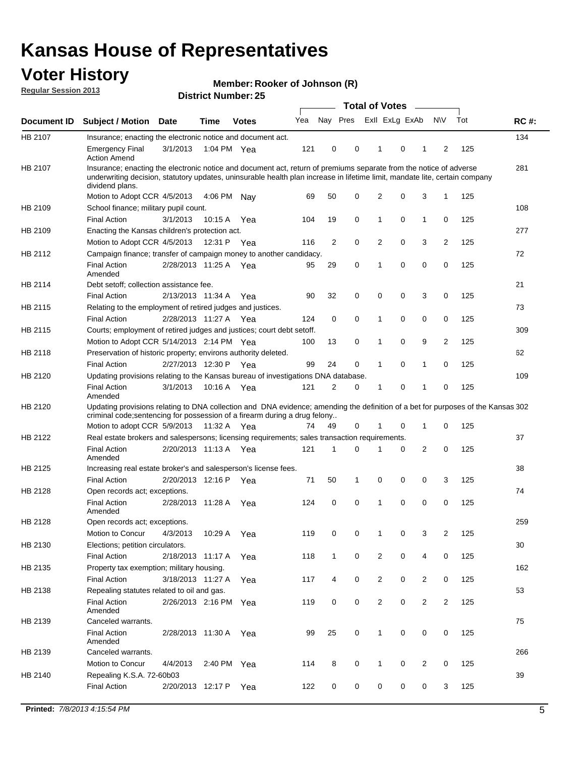# Kansas House of Representatives

## Voter History

**Regular Session 2013**

**Member: Rooker of Johnson (R)**

**District Number: 25**

| Document ID | Subject / Motion | Date | Time | Votes | Yea | Nay | Pres | ExII | ExLg | ExAb | N\V | Tot | RC #: |
|---|---|---|---|---|---|---|---|---|---|---|---|---|---|
| HB 2107 | Insurance; enacting the electronic notice and document act. | | | | | | | | | | | | 134 |
| | Emergency Final Action Amend | 3/1/2013 | 1:04 PM | Yea | 121 | 0 | 0 | 1 | 0 | 1 | 2 | 125 | |
| HB 2107 | Insurance; enacting the electronic notice and document act, return of premiums separate from the notice of adverse underwriting decision, statutory updates, uninsurable health plan increase in lifetime limit, mandate lite, certain company dividend plans. | | | | | | | | | | | | 281 |
| | Motion to Adopt CCR | 4/5/2013 | 4:06 PM | Nay | 69 | 50 | 0 | 2 | 0 | 3 | 1 | 125 | |
| HB 2109 | School finance; military pupil count. | | | | | | | | | | | | 108 |
| | Final Action | 3/1/2013 | 10:15 A | Yea | 104 | 19 | 0 | 1 | 0 | 1 | 0 | 125 | |
| HB 2109 | Enacting the Kansas children's protection act. | | | | | | | | | | | | 277 |
| | Motion to Adopt CCR | 4/5/2013 | 12:31 P | Yea | 116 | 2 | 0 | 2 | 0 | 3 | 2 | 125 | |
| HB 2112 | Campaign finance; transfer of campaign money to another candidacy. | | | | | | | | | | | | 72 |
| | Final Action Amended | 2/28/2013 | 11:25 A | Yea | 95 | 29 | 0 | 1 | 0 | 0 | 0 | 125 | |
| HB 2114 | Debt setoff; collection assistance fee. | | | | | | | | | | | | 21 |
| | Final Action | 2/13/2013 | 11:34 A | Yea | 90 | 32 | 0 | 0 | 0 | 3 | 0 | 125 | |
| HB 2115 | Relating to the employment of retired judges and justices. | | | | | | | | | | | | 73 |
| | Final Action | 2/28/2013 | 11:27 A | Yea | 124 | 0 | 0 | 1 | 0 | 0 | 0 | 125 | |
| HB 2115 | Courts; employment of retired judges and justices; court debt setoff. | | | | | | | | | | | | 309 |
| | Motion to Adopt CCR | 5/14/2013 | 2:14 PM | Yea | 100 | 13 | 0 | 1 | 0 | 9 | 2 | 125 | |
| HB 2118 | Preservation of historic property; environs authority deleted. | | | | | | | | | | | | 62 |
| | Final Action | 2/27/2013 | 12:30 P | Yea | 99 | 24 | 0 | 1 | 0 | 1 | 0 | 125 | |
| HB 2120 | Updating provisions relating to the Kansas bureau of investigations DNA database. | | | | | | | | | | | | 109 |
| | Final Action Amended | 3/1/2013 | 10:16 A | Yea | 121 | 2 | 0 | 1 | 0 | 1 | 0 | 125 | |
| HB 2120 | Updating provisions relating to DNA collection and DNA evidence; amending the definition of a bet for purposes of the Kansas criminal code;sentencing for possession of a firearm during a drug felony.. | | | | | | | | | | | | 302 |
| | Motion to adopt CCR | 5/9/2013 | 11:32 A | Yea | 74 | 49 | 0 | 1 | 0 | 1 | 0 | 125 | |
| HB 2122 | Real estate brokers and salespersons; licensing requirements; sales transaction requirements. | | | | | | | | | | | | 37 |
| | Final Action Amended | 2/20/2013 | 11:13 A | Yea | 121 | 1 | 0 | 1 | 0 | 2 | 0 | 125 | |
| HB 2125 | Increasing real estate broker's and salesperson's license fees. | | | | | | | | | | | | 38 |
| | Final Action | 2/20/2013 | 12:16 P | Yea | 71 | 50 | 1 | 0 | 0 | 0 | 3 | 125 | |
| HB 2128 | Open records act; exceptions. | | | | | | | | | | | | 74 |
| | Final Action Amended | 2/28/2013 | 11:28 A | Yea | 124 | 0 | 0 | 1 | 0 | 0 | 0 | 125 | |
| HB 2128 | Open records act; exceptions. | | | | | | | | | | | | 259 |
| | Motion to Concur | 4/3/2013 | 10:29 A | Yea | 119 | 0 | 0 | 1 | 0 | 3 | 2 | 125 | |
| HB 2130 | Elections; petition circulators. | | | | | | | | | | | | 30 |
| | Final Action | 2/18/2013 | 11:17 A | Yea | 118 | 1 | 0 | 2 | 0 | 4 | 0 | 125 | |
| HB 2135 | Property tax exemption; military housing. | | | | | | | | | | | | 162 |
| | Final Action | 3/18/2013 | 11:27 A | Yea | 117 | 4 | 0 | 2 | 0 | 2 | 0 | 125 | |
| HB 2138 | Repealing statutes related to oil and gas. | | | | | | | | | | | | 53 |
| | Final Action Amended | 2/26/2013 | 2:16 PM | Yea | 119 | 0 | 0 | 2 | 0 | 2 | 2 | 125 | |
| HB 2139 | Canceled warrants. | | | | | | | | | | | | 75 |
| | Final Action Amended | 2/28/2013 | 11:30 A | Yea | 99 | 25 | 0 | 1 | 0 | 0 | 0 | 125 | |
| HB 2139 | Canceled warrants. | | | | | | | | | | | | 266 |
| | Motion to Concur | 4/4/2013 | 2:40 PM | Yea | 114 | 8 | 0 | 1 | 0 | 2 | 0 | 125 | |
| HB 2140 | Repealing K.S.A. 72-60b03 | | | | | | | | | | | | 39 |
| | Final Action | 2/20/2013 | 12:17 P | Yea | 122 | 0 | 0 | 0 | 0 | 0 | 3 | 125 | |

**Printed:** *7/8/2013 4:15:54 PM*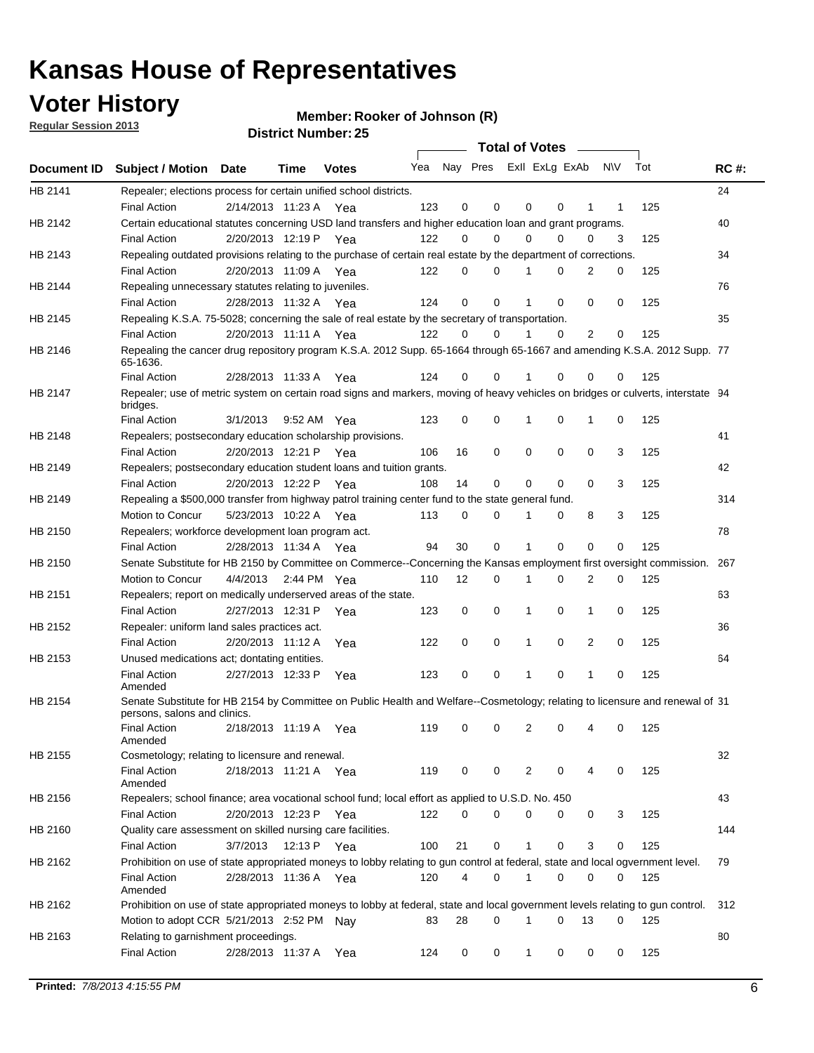# Kansas House of Representatives

## Voter History

**Regular Session 2013**

**Member: Rooker of Johnson (R)**

**District Number: 25**

| Document ID | Subject / Motion | Date | Time | Votes | Yea | Nay | Pres | ExII | ExLg | ExAb | N\V | Tot | RC #: |
|---|---|---|---|---|---|---|---|---|---|---|---|---|---|
| HB 2141 | Repealer; elections process for certain unified school districts. | | | | | | | | | | | | 24 |
| | Final Action | 2/14/2013 | 11:23 A | Yea | 123 | 0 | 0 | 0 | 0 | 1 | 1 | 125 | |
| HB 2142 | Certain educational statutes concerning USD land transfers and higher education loan and grant programs. | | | | | | | | | | | | 40 |
| | Final Action | 2/20/2013 | 12:19 P | Yea | 122 | 0 | 0 | 0 | 0 | 0 | 3 | 125 | |
| HB 2143 | Repealing outdated provisions relating to the purchase of certain real estate by the department of corrections. | | | | | | | | | | | | 34 |
| | Final Action | 2/20/2013 | 11:09 A | Yea | 122 | 0 | 0 | 1 | 0 | 2 | 0 | 125 | |
| HB 2144 | Repealing unnecessary statutes relating to juveniles. | | | | | | | | | | | | 76 |
| | Final Action | 2/28/2013 | 11:32 A | Yea | 124 | 0 | 0 | 1 | 0 | 0 | 0 | 125 | |
| HB 2145 | Repealing K.S.A. 75-5028; concerning the sale of real estate by the secretary of transportation. | | | | | | | | | | | | 35 |
| | Final Action | 2/20/2013 | 11:11 A | Yea | 122 | 0 | 0 | 1 | 0 | 2 | 0 | 125 | |
| HB 2146 | Repealing the cancer drug repository program K.S.A. 2012 Supp. 65-1664 through 65-1667 and amending K.S.A. 2012 Supp. 65-1636. | | | | | | | | | | | | 77 |
| | Final Action | 2/28/2013 | 11:33 A | Yea | 124 | 0 | 0 | 1 | 0 | 0 | 0 | 125 | |
| HB 2147 | Repealer; use of metric system on certain road signs and markers, moving of heavy vehicles on bridges or culverts, interstate bridges. | | | | | | | | | | | | 94 |
| | Final Action | 3/1/2013 | 9:52 AM | Yea | 123 | 0 | 0 | 1 | 0 | 1 | 0 | 125 | |
| HB 2148 | Repealers; postsecondary education scholarship provisions. | | | | | | | | | | | | 41 |
| | Final Action | 2/20/2013 | 12:21 P | Yea | 106 | 16 | 0 | 0 | 0 | 0 | 3 | 125 | |
| HB 2149 | Repealers; postsecondary education student loans and tuition grants. | | | | | | | | | | | | 42 |
| | Final Action | 2/20/2013 | 12:22 P | Yea | 108 | 14 | 0 | 0 | 0 | 0 | 3 | 125 | |
| HB 2149 | Repealing a $500,000 transfer from highway patrol training center fund to the state general fund. | | | | | | | | | | | | 314 |
| | Motion to Concur | 5/23/2013 | 10:22 A | Yea | 113 | 0 | 0 | 1 | 0 | 8 | 3 | 125 | |
| HB 2150 | Repealers; workforce development loan program act. | | | | | | | | | | | | 78 |
| | Final Action | 2/28/2013 | 11:34 A | Yea | 94 | 30 | 0 | 1 | 0 | 0 | 0 | 125 | |
| HB 2150 | Senate Substitute for HB 2150 by Committee on Commerce--Concerning the Kansas employment first oversight commission. | | | | | | | | | | | | 267 |
| | Motion to Concur | 4/4/2013 | 2:44 PM | Yea | 110 | 12 | 0 | 1 | 0 | 2 | 0 | 125 | |
| HB 2151 | Repealers; report on medically underserved areas of the state. | | | | | | | | | | | | 63 |
| | Final Action | 2/27/2013 | 12:31 P | Yea | 123 | 0 | 0 | 1 | 0 | 1 | 0 | 125 | |
| HB 2152 | Repealer: uniform land sales practices act. | | | | | | | | | | | | 36 |
| | Final Action | 2/20/2013 | 11:12 A | Yea | 122 | 0 | 0 | 1 | 0 | 2 | 0 | 125 | |
| HB 2153 | Unused medications act; dontating entities. | | | | | | | | | | | | 64 |
| | Final Action Amended | 2/27/2013 | 12:33 P | Yea | 123 | 0 | 0 | 1 | 0 | 1 | 0 | 125 | |
| HB 2154 | Senate Substitute for HB 2154 by Committee on Public Health and Welfare--Cosmetology; relating to licensure and renewal of persons, salons and clinics. | | | | | | | | | | | | 31 |
| | Final Action Amended | 2/18/2013 | 11:19 A | Yea | 119 | 0 | 0 | 2 | 0 | 4 | 0 | 125 | |
| HB 2155 | Cosmetology; relating to licensure and renewal. | | | | | | | | | | | | 32 |
| | Final Action Amended | 2/18/2013 | 11:21 A | Yea | 119 | 0 | 0 | 2 | 0 | 4 | 0 | 125 | |
| HB 2156 | Repealers; school finance; area vocational school fund; local effort as applied to U.S.D. No. 450 | | | | | | | | | | | | 43 |
| | Final Action | 2/20/2013 | 12:23 P | Yea | 122 | 0 | 0 | 0 | 0 | 0 | 3 | 125 | |
| HB 2160 | Quality care assessment on skilled nursing care facilities. | | | | | | | | | | | | 144 |
| | Final Action | 3/7/2013 | 12:13 P | Yea | 100 | 21 | 0 | 1 | 0 | 3 | 0 | 125 | |
| HB 2162 | Prohibition on use of state appropriated moneys to lobby relating to gun control at federal, state and local ogvernment level. | | | | | | | | | | | | 79 |
| | Final Action Amended | 2/28/2013 | 11:36 A | Yea | 120 | 4 | 0 | 1 | 0 | 0 | 0 | 125 | |
| HB 2162 | Prohibition on use of state appropriated moneys to lobby at federal, state and local government levels relating to gun control. | | | | | | | | | | | | 312 |
| | Motion to adopt CCR | 5/21/2013 | 2:52 PM | Nay | 83 | 28 | 0 | 1 | 0 | 13 | 0 | 125 | |
| HB 2163 | Relating to garnishment proceedings. | | | | | | | | | | | | 80 |
| | Final Action | 2/28/2013 | 11:37 A | Yea | 124 | 0 | 0 | 1 | 0 | 0 | 0 | 125 | |

**Printed:** *7/8/2013 4:15:55 PM*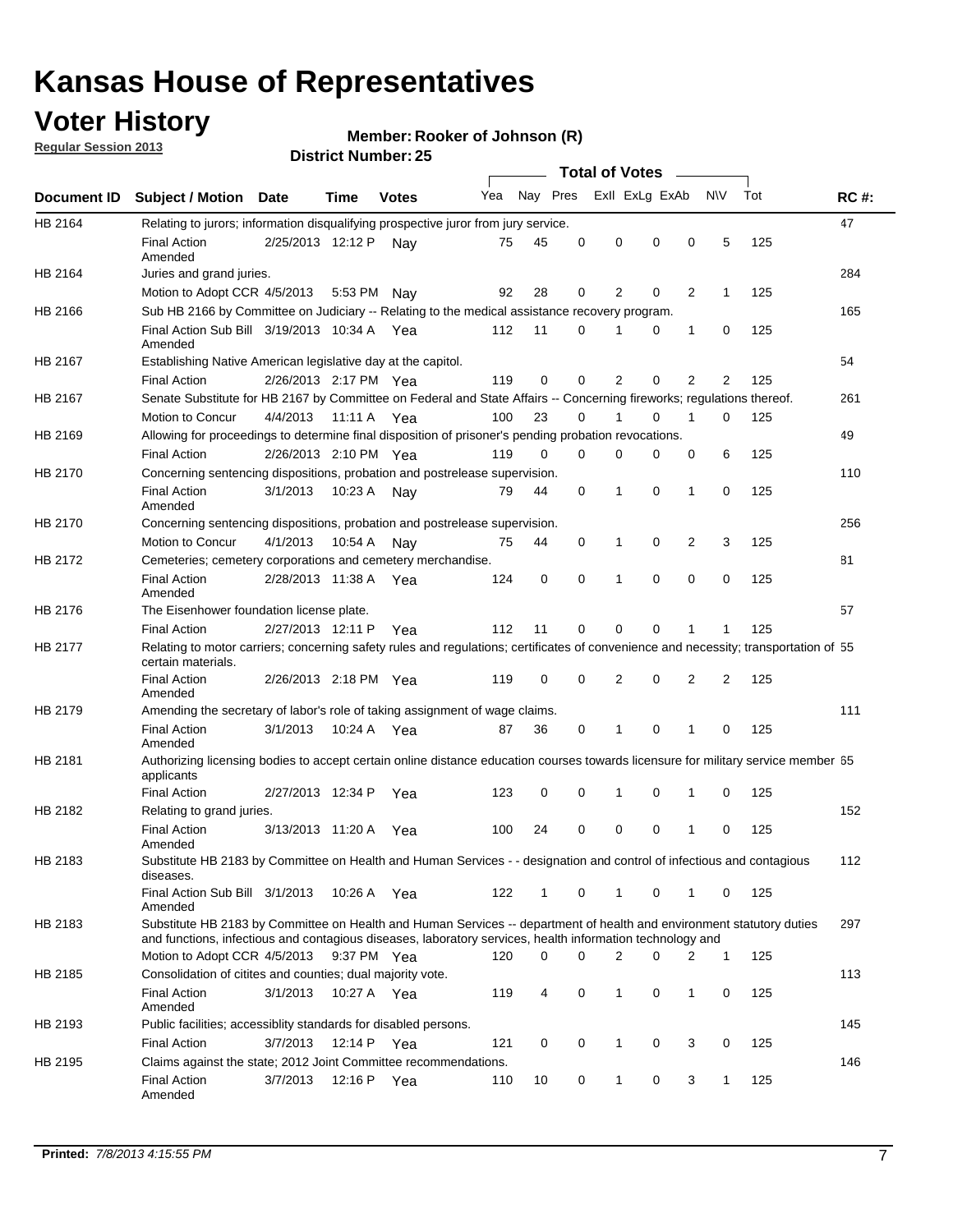# Kansas House of Representatives

## Voter History

**Regular Session 2013**

**Member: Rooker of Johnson (R)**

**District Number: 25**

| Document ID | Subject / Motion | Date | Time | Votes | Yea | Nay | Pres | Exll | ExLg | ExAb | N\V | Tot | RC #: |
|---|---|---|---|---|---|---|---|---|---|---|---|---|---|
| HB 2164 | Relating to jurors; information disqualifying prospective juror from jury service. | | | | | | | | | | | | 47 |
| | Final Action Amended | 2/25/2013 | 12:12 P | Nay | 75 | 45 | 0 | 0 | 0 | 0 | 5 | 125 | |
| HB 2164 | Juries and grand juries. | | | | | | | | | | | | 284 |
| | Motion to Adopt CCR | 4/5/2013 | 5:53 PM | Nay | 92 | 28 | 0 | 2 | 0 | 2 | 1 | 125 | |
| HB 2166 | Sub HB 2166 by Committee on Judiciary -- Relating to the medical assistance recovery program. | | | | | | | | | | | | 165 |
| | Final Action Sub Bill Amended | 3/19/2013 | 10:34 A | Yea | 112 | 11 | 0 | 1 | 0 | 1 | 0 | 125 | |
| HB 2167 | Establishing Native American legislative day at the capitol. | | | | | | | | | | | | 54 |
| | Final Action | 2/26/2013 | 2:17 PM | Yea | 119 | 0 | 0 | 2 | 0 | 2 | 2 | 125 | |
| HB 2167 | Senate Substitute for HB 2167 by Committee on Federal and State Affairs -- Concerning fireworks; regulations thereof. | | | | | | | | | | | | 261 |
| | Motion to Concur | 4/4/2013 | 11:11 A | Yea | 100 | 23 | 0 | 1 | 0 | 1 | 0 | 125 | |
| HB 2169 | Allowing for proceedings to determine final disposition of prisoner's pending probation revocations. | | | | | | | | | | | | 49 |
| | Final Action | 2/26/2013 | 2:10 PM | Yea | 119 | 0 | 0 | 0 | 0 | 0 | 6 | 125 | |
| HB 2170 | Concerning sentencing dispositions, probation and postrelease supervision. | | | | | | | | | | | | 110 |
| | Final Action Amended | 3/1/2013 | 10:23 A | Nay | 79 | 44 | 0 | 1 | 0 | 1 | 0 | 125 | |
| HB 2170 | Concerning sentencing dispositions, probation and postrelease supervision. | | | | | | | | | | | | 256 |
| | Motion to Concur | 4/1/2013 | 10:54 A | Nay | 75 | 44 | 0 | 1 | 0 | 2 | 3 | 125 | |
| HB 2172 | Cemeteries; cemetery corporations and cemetery merchandise. | | | | | | | | | | | | 81 |
| | Final Action Amended | 2/28/2013 | 11:38 A | Yea | 124 | 0 | 0 | 1 | 0 | 0 | 0 | 125 | |
| HB 2176 | The Eisenhower foundation license plate. | | | | | | | | | | | | 57 |
| | Final Action | 2/27/2013 | 12:11 P | Yea | 112 | 11 | 0 | 0 | 0 | 1 | 1 | 125 | |
| HB 2177 | Relating to motor carriers; concerning safety rules and regulations; certificates of convenience and necessity; transportation of certain materials. | | | | | | | | | | | | 55 |
| | Final Action Amended | 2/26/2013 | 2:18 PM | Yea | 119 | 0 | 0 | 2 | 0 | 2 | 2 | 125 | |
| HB 2179 | Amending the secretary of labor's role of taking assignment of wage claims. | | | | | | | | | | | | 111 |
| | Final Action Amended | 3/1/2013 | 10:24 A | Yea | 87 | 36 | 0 | 1 | 0 | 1 | 0 | 125 | |
| HB 2181 | Authorizing licensing bodies to accept certain online distance education courses towards licensure for military service member applicants | | | | | | | | | | | | 65 |
| | Final Action | 2/27/2013 | 12:34 P | Yea | 123 | 0 | 0 | 1 | 0 | 1 | 0 | 125 | |
| HB 2182 | Relating to grand juries. | | | | | | | | | | | | 152 |
| | Final Action Amended | 3/13/2013 | 11:20 A | Yea | 100 | 24 | 0 | 0 | 0 | 1 | 0 | 125 | |
| HB 2183 | Substitute HB 2183 by Committee on Health and Human Services - - designation and control of infectious and contagious diseases. | | | | | | | | | | | | 112 |
| | Final Action Sub Bill Amended | 3/1/2013 | 10:26 A | Yea | 122 | 1 | 0 | 1 | 0 | 1 | 0 | 125 | |
| HB 2183 | Substitute HB 2183 by Committee on Health and Human Services -- department of health and environment statutory duties and functions, infectious and contagious diseases, laboratory services, health information technology and | | | | | | | | | | | | 297 |
| | Motion to Adopt CCR | 4/5/2013 | 9:37 PM | Yea | 120 | 0 | 0 | 2 | 0 | 2 | 1 | 125 | |
| HB 2185 | Consolidation of citites and counties; dual majority vote. | | | | | | | | | | | | 113 |
| | Final Action Amended | 3/1/2013 | 10:27 A | Yea | 119 | 4 | 0 | 1 | 0 | 1 | 0 | 125 | |
| HB 2193 | Public facilities; accessiblity standards for disabled persons. | | | | | | | | | | | | 145 |
| | Final Action | 3/7/2013 | 12:14 P | Yea | 121 | 0 | 0 | 1 | 0 | 3 | 0 | 125 | |
| HB 2195 | Claims against the state; 2012 Joint Committee recommendations. | | | | | | | | | | | | 146 |
| | Final Action Amended | 3/7/2013 | 12:16 P | Yea | 110 | 10 | 0 | 1 | 0 | 3 | 1 | 125 | |

**Printed:** *7/8/2013 4:15:55 PM*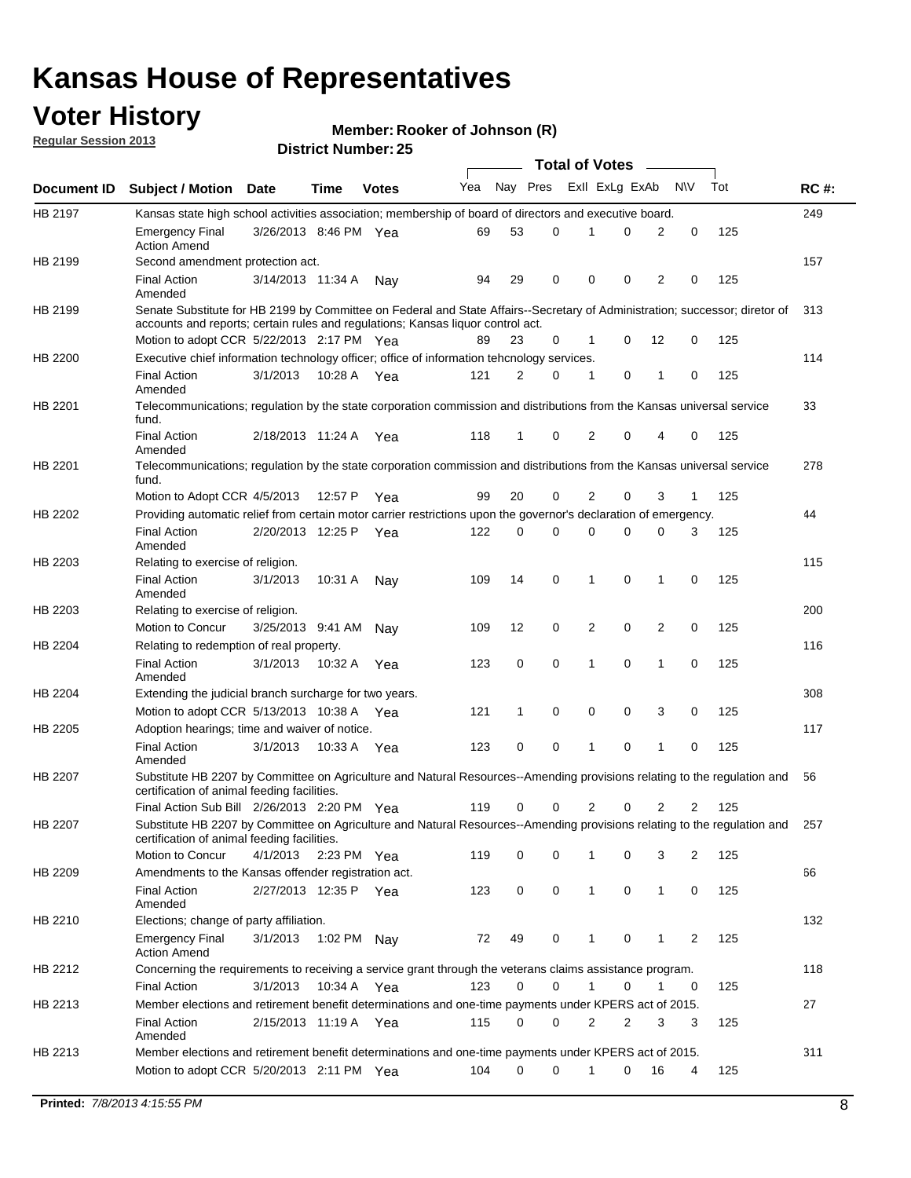# Kansas House of Representatives

## Voter History

**Regular Session 2013**

**Member: Rooker of Johnson (R)**

**District Number: 25**

| Document ID | Subject / Motion | Date | Time | Votes | Yea | Nay | Pres | ExII | ExLg | ExAb | N\V | Tot | RC #: |
|---|---|---|---|---|---|---|---|---|---|---|---|---|---|
| HB 2197 | Kansas state high school activities association; membership of board of directors and executive board. | | | | | | | | | | | | 249 |
| | Emergency Final Action Amend | 3/26/2013 | 8:46 PM | Yea | 69 | 53 | 0 | 1 | 0 | 2 | 0 | 125 | |
| HB 2199 | Second amendment protection act. | | | | | | | | | | | | 157 |
| | Final Action Amended | 3/14/2013 | 11:34 A | Nay | 94 | 29 | 0 | 0 | 0 | 2 | 0 | 125 | |
| HB 2199 | Senate Substitute for HB 2199 by Committee on Federal and State Affairs--Secretary of Administration; successor; diretor of accounts and reports; certain rules and regulations; Kansas liquor control act. | | | | | | | | | | | | 313 |
| | Motion to adopt CCR | 5/22/2013 | 2:17 PM | Yea | 89 | 23 | 0 | 1 | 0 | 12 | 0 | 125 | |
| HB 2200 | Executive chief information technology officer; office of information tehcnology services. | | | | | | | | | | | | 114 |
| | Final Action Amended | 3/1/2013 | 10:28 A | Yea | 121 | 2 | 0 | 1 | 0 | 1 | 0 | 125 | |
| HB 2201 | Telecommunications; regulation by the state corporation commission and distributions from the Kansas universal service fund. | | | | | | | | | | | | 33 |
| | Final Action Amended | 2/18/2013 | 11:24 A | Yea | 118 | 1 | 0 | 2 | 0 | 4 | 0 | 125 | |
| HB 2201 | Telecommunications; regulation by the state corporation commission and distributions from the Kansas universal service fund. | | | | | | | | | | | | 278 |
| | Motion to Adopt CCR | 4/5/2013 | 12:57 P | Yea | 99 | 20 | 0 | 2 | 0 | 3 | 1 | 125 | |
| HB 2202 | Providing automatic relief from certain motor carrier restrictions upon the governor's declaration of emergency. | | | | | | | | | | | | 44 |
| | Final Action Amended | 2/20/2013 | 12:25 P | Yea | 122 | 0 | 0 | 0 | 0 | 0 | 3 | 125 | |
| HB 2203 | Relating to exercise of religion. | | | | | | | | | | | | 115 |
| | Final Action Amended | 3/1/2013 | 10:31 A | Nay | 109 | 14 | 0 | 1 | 0 | 1 | 0 | 125 | |
| HB 2203 | Relating to exercise of religion. | | | | | | | | | | | | 200 |
| | Motion to Concur | 3/25/2013 | 9:41 AM | Nay | 109 | 12 | 0 | 2 | 0 | 2 | 0 | 125 | |
| HB 2204 | Relating to redemption of real property. | | | | | | | | | | | | 116 |
| | Final Action Amended | 3/1/2013 | 10:32 A | Yea | 123 | 0 | 0 | 1 | 0 | 1 | 0 | 125 | |
| HB 2204 | Extending the judicial branch surcharge for two years. | | | | | | | | | | | | 308 |
| | Motion to adopt CCR | 5/13/2013 | 10:38 A | Yea | 121 | 1 | 0 | 0 | 0 | 3 | 0 | 125 | |
| HB 2205 | Adoption hearings; time and waiver of notice. | | | | | | | | | | | | 117 |
| | Final Action Amended | 3/1/2013 | 10:33 A | Yea | 123 | 0 | 0 | 1 | 0 | 1 | 0 | 125 | |
| HB 2207 | Substitute HB 2207 by Committee on Agriculture and Natural Resources--Amending provisions relating to the regulation and certification of animal feeding facilities. | | | | | | | | | | | | 56 |
| | Final Action Sub Bill | 2/26/2013 | 2:20 PM | Yea | 119 | 0 | 0 | 2 | 0 | 2 | 2 | 125 | |
| HB 2207 | Substitute HB 2207 by Committee on Agriculture and Natural Resources--Amending provisions relating to the regulation and certification of animal feeding facilities. | | | | | | | | | | | | 257 |
| | Motion to Concur | 4/1/2013 | 2:23 PM | Yea | 119 | 0 | 0 | 1 | 0 | 3 | 2 | 125 | |
| HB 2209 | Amendments to the Kansas offender registration act. | | | | | | | | | | | | 66 |
| | Final Action Amended | 2/27/2013 | 12:35 P | Yea | 123 | 0 | 0 | 1 | 0 | 1 | 0 | 125 | |
| HB 2210 | Elections; change of party affiliation. | | | | | | | | | | | | 132 |
| | Emergency Final Action Amend | 3/1/2013 | 1:02 PM | Nay | 72 | 49 | 0 | 1 | 0 | 1 | 2 | 125 | |
| HB 2212 | Concerning the requirements to receiving a service grant through the veterans claims assistance program. | | | | | | | | | | | | 118 |
| | Final Action | 3/1/2013 | 10:34 A | Yea | 123 | 0 | 0 | 1 | 0 | 1 | 0 | 125 | |
| HB 2213 | Member elections and retirement benefit determinations and one-time payments under KPERS act of 2015. | | | | | | | | | | | | 27 |
| | Final Action Amended | 2/15/2013 | 11:19 A | Yea | 115 | 0 | 0 | 2 | 2 | 3 | 3 | 125 | |
| HB 2213 | Member elections and retirement benefit determinations and one-time payments under KPERS act of 2015. | | | | | | | | | | | | 311 |
| | Motion to adopt CCR | 5/20/2013 | 2:11 PM | Yea | 104 | 0 | 0 | 1 | 0 | 16 | 4 | 125 | |

**Printed:** *7/8/2013 4:15:55 PM*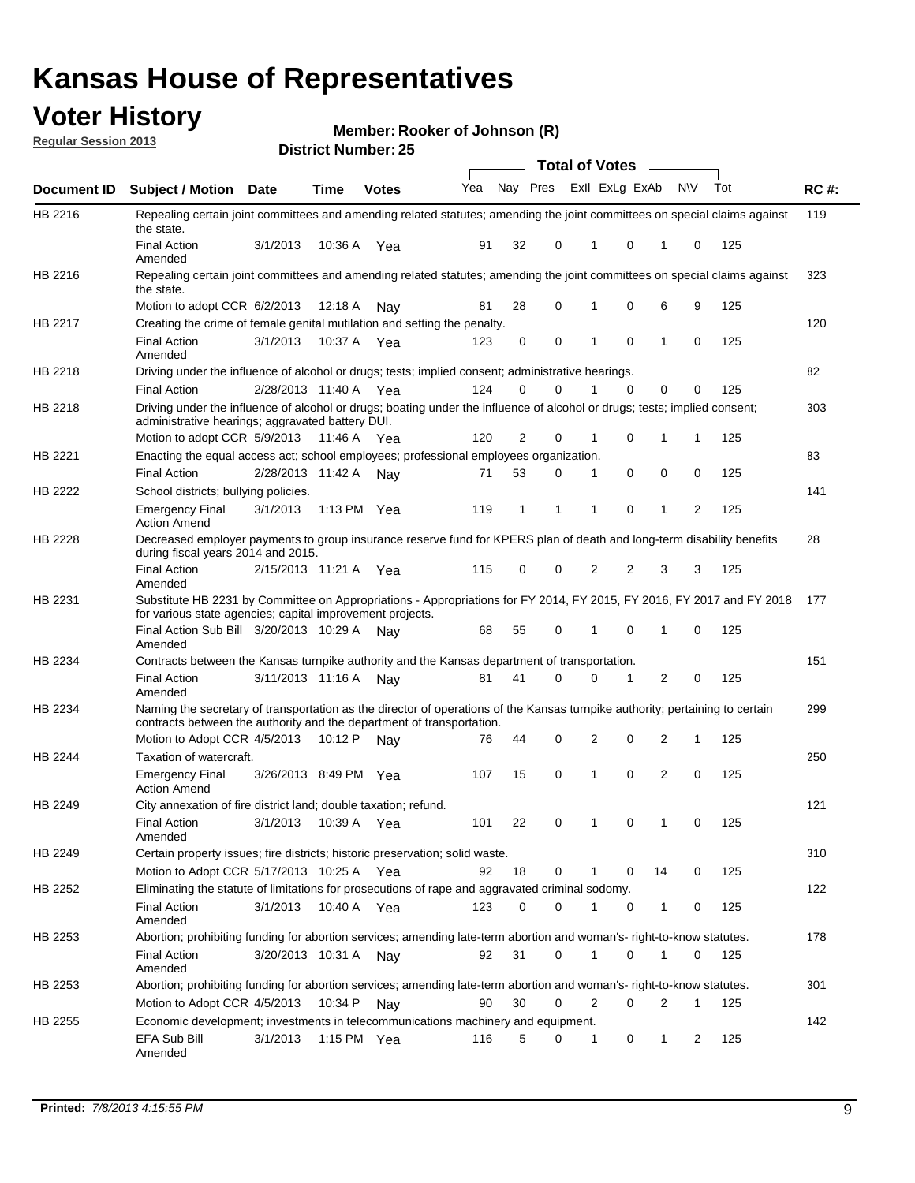# Kansas House of Representatives

## Voter History

**Regular Session 2013**

**Member: Rooker of Johnson (R)**

**District Number: 25**

| Document ID | Subject / Motion | Date | Time | Votes | Yea | Nay | Pres | ExII | ExLg | ExAb | N\V | Tot | RC #: |
|---|---|---|---|---|---|---|---|---|---|---|---|---|---|
| HB 2216 | Repealing certain joint committees and amending related statutes; amending the joint committees on special claims against the state. | | | | | | | | | | | | 119 |
| | Final Action Amended | 3/1/2013 | 10:36 A | Yea | 91 | 32 | 0 | 1 | 0 | 1 | 0 | 125 | |
| HB 2216 | Repealing certain joint committees and amending related statutes; amending the joint committees on special claims against the state. | | | | | | | | | | | | 323 |
| | Motion to adopt CCR | 6/2/2013 | 12:18 A | Nay | 81 | 28 | 0 | 1 | 0 | 6 | 9 | 125 | |
| HB 2217 | Creating the crime of female genital mutilation and setting the penalty. | | | | | | | | | | | | 120 |
| | Final Action Amended | 3/1/2013 | 10:37 A | Yea | 123 | 0 | 0 | 1 | 0 | 1 | 0 | 125 | |
| HB 2218 | Driving under the influence of alcohol or drugs; tests; implied consent; administrative hearings. | | | | | | | | | | | | 82 |
| | Final Action | 2/28/2013 | 11:40 A | Yea | 124 | 0 | 0 | 1 | 0 | 0 | 0 | 125 | |
| HB 2218 | Driving under the influence of alcohol or drugs; boating under the influence of alcohol or drugs; tests; implied consent; administrative hearings; aggravated battery DUI. | | | | | | | | | | | | 303 |
| | Motion to adopt CCR | 5/9/2013 | 11:46 A | Yea | 120 | 2 | 0 | 1 | 0 | 1 | 1 | 125 | |
| HB 2221 | Enacting the equal access act; school employees; professional employees organization. | | | | | | | | | | | | 83 |
| | Final Action | 2/28/2013 | 11:42 A | Nay | 71 | 53 | 0 | 1 | 0 | 0 | 0 | 125 | |
| HB 2222 | School districts; bullying policies. | | | | | | | | | | | | 141 |
| | Emergency Final Action Amend | 3/1/2013 | 1:13 PM | Yea | 119 | 1 | 1 | 1 | 0 | 1 | 2 | 125 | |
| HB 2228 | Decreased employer payments to group insurance reserve fund for KPERS plan of death and long-term disability benefits during fiscal years 2014 and 2015. | | | | | | | | | | | | 28 |
| | Final Action Amended | 2/15/2013 | 11:21 A | Yea | 115 | 0 | 0 | 2 | 2 | 3 | 3 | 125 | |
| HB 2231 | Substitute HB 2231 by Committee on Appropriations - Appropriations for FY 2014, FY 2015, FY 2016, FY 2017 and FY 2018 for various state agencies; capital improvement projects. | | | | | | | | | | | | 177 |
| | Final Action Sub Bill Amended | 3/20/2013 | 10:29 A | Nay | 68 | 55 | 0 | 1 | 0 | 1 | 0 | 125 | |
| HB 2234 | Contracts between the Kansas turnpike authority and the Kansas department of transportation. | | | | | | | | | | | | 151 |
| | Final Action Amended | 3/11/2013 | 11:16 A | Nay | 81 | 41 | 0 | 0 | 1 | 2 | 0 | 125 | |
| HB 2234 | Naming the secretary of transportation as the director of operations of the Kansas turnpike authority; pertaining to certain contracts between the authority and the department of transportation. | | | | | | | | | | | | 299 |
| | Motion to Adopt CCR | 4/5/2013 | 10:12 P | Nay | 76 | 44 | 0 | 2 | 0 | 2 | 1 | 125 | |
| HB 2244 | Taxation of watercraft. | | | | | | | | | | | | 250 |
| | Emergency Final Action Amend | 3/26/2013 | 8:49 PM | Yea | 107 | 15 | 0 | 1 | 0 | 2 | 0 | 125 | |
| HB 2249 | City annexation of fire district land; double taxation; refund. | | | | | | | | | | | | 121 |
| | Final Action Amended | 3/1/2013 | 10:39 A | Yea | 101 | 22 | 0 | 1 | 0 | 1 | 0 | 125 | |
| HB 2249 | Certain property issues; fire districts; historic preservation; solid waste. | | | | | | | | | | | | 310 |
| | Motion to Adopt CCR | 5/17/2013 | 10:25 A | Yea | 92 | 18 | 0 | 1 | 0 | 14 | 0 | 125 | |
| HB 2252 | Eliminating the statute of limitations for prosecutions of rape and aggravated criminal sodomy. | | | | | | | | | | | | 122 |
| | Final Action Amended | 3/1/2013 | 10:40 A | Yea | 123 | 0 | 0 | 1 | 0 | 1 | 0 | 125 | |
| HB 2253 | Abortion; prohibiting funding for abortion services; amending late-term abortion and woman's- right-to-know statutes. | | | | | | | | | | | | 178 |
| | Final Action Amended | 3/20/2013 | 10:31 A | Nay | 92 | 31 | 0 | 1 | 0 | 1 | 0 | 125 | |
| HB 2253 | Abortion; prohibiting funding for abortion services; amending late-term abortion and woman's- right-to-know statutes. | | | | | | | | | | | | 301 |
| | Motion to Adopt CCR | 4/5/2013 | 10:34 P | Nay | 90 | 30 | 0 | 2 | 0 | 2 | 1 | 125 | |
| HB 2255 | Economic development; investments in telecommunications machinery and equipment. | | | | | | | | | | | | 142 |
| | EFA Sub Bill Amended | 3/1/2013 | 1:15 PM | Yea | 116 | 5 | 0 | 1 | 0 | 1 | 2 | 125 | |

**Printed:** 7/8/2013 4:15:55 PM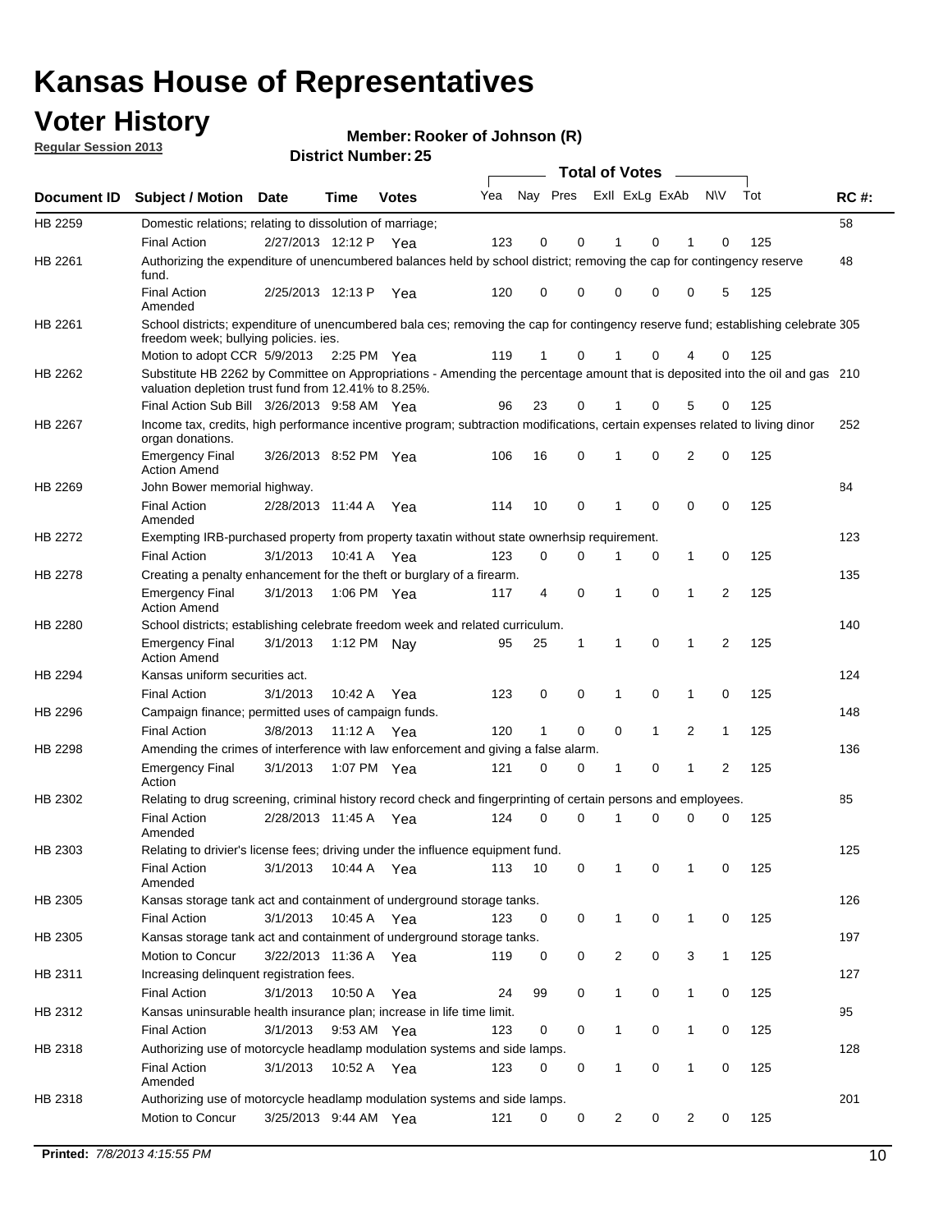# Kansas House of Representatives

## Voter History

**Regular Session 2013**

**Member: Rooker of Johnson (R)**

**District Number: 25**

| Document ID | Subject / Motion | Date | Time | Votes | Yea | Nay | Pres | ExII | ExLg | ExAb | N\V | Tot | RC #: |
|---|---|---|---|---|---|---|---|---|---|---|---|---|---|
| HB 2259 | Domestic relations; relating to dissolution of marriage; | | | | | | | | | | | | 58 |
| | Final Action | 2/27/2013 | 12:12 P | Yea | 123 | 0 | 0 | 1 | 0 | 1 | 0 | 125 | |
| HB 2261 | Authorizing the expenditure of unencumbered balances held by school district; removing the cap for contingency reserve fund. | | | | | | | | | | | | 48 |
| | Final Action Amended | 2/25/2013 | 12:13 P | Yea | 120 | 0 | 0 | 0 | 0 | 0 | 5 | 125 | |
| HB 2261 | School districts; expenditure of unencumbered bala ces; removing the cap for contingency reserve fund; establishing celebrate freedom week; bullying policies. ies. | | | | | | | | | | | | 305 |
| | Motion to adopt CCR | 5/9/2013 | 2:25 PM | Yea | 119 | 1 | 0 | 1 | 0 | 4 | 0 | 125 | |
| HB 2262 | Substitute HB 2262 by Committee on Appropriations - Amending the percentage amount that is deposited into the oil and gas valuation depletion trust fund from 12.41% to 8.25%. | | | | | | | | | | | | 210 |
| | Final Action Sub Bill | 3/26/2013 | 9:58 AM | Yea | 96 | 23 | 0 | 1 | 0 | 5 | 0 | 125 | |
| HB 2267 | Income tax, credits, high performance incentive program; subtraction modifications, certain expenses related to living dinor organ donations. | | | | | | | | | | | | 252 |
| | Emergency Final Action Amend | 3/26/2013 | 8:52 PM | Yea | 106 | 16 | 0 | 1 | 0 | 2 | 0 | 125 | |
| HB 2269 | John Bower memorial highway. | | | | | | | | | | | | 84 |
| | Final Action Amended | 2/28/2013 | 11:44 A | Yea | 114 | 10 | 0 | 1 | 0 | 0 | 0 | 125 | |
| HB 2272 | Exempting IRB-purchased property from property taxatin without state ownerhsip requirement. | | | | | | | | | | | | 123 |
| | Final Action | 3/1/2013 | 10:41 A | Yea | 123 | 0 | 0 | 1 | 0 | 1 | 0 | 125 | |
| HB 2278 | Creating a penalty enhancement for the theft or burglary of a firearm. | | | | | | | | | | | | 135 |
| | Emergency Final Action Amend | 3/1/2013 | 1:06 PM | Yea | 117 | 4 | 0 | 1 | 0 | 1 | 2 | 125 | |
| HB 2280 | School districts; establishing celebrate freedom week and related curriculum. | | | | | | | | | | | | 140 |
| | Emergency Final Action Amend | 3/1/2013 | 1:12 PM | Nay | 95 | 25 | 1 | 1 | 0 | 1 | 2 | 125 | |
| HB 2294 | Kansas uniform securities act. | | | | | | | | | | | | 124 |
| | Final Action | 3/1/2013 | 10:42 A | Yea | 123 | 0 | 0 | 1 | 0 | 1 | 0 | 125 | |
| HB 2296 | Campaign finance; permitted uses of campaign funds. | | | | | | | | | | | | 148 |
| | Final Action | 3/8/2013 | 11:12 A | Yea | 120 | 1 | 0 | 0 | 1 | 2 | 1 | 125 | |
| HB 2298 | Amending the crimes of interference with law enforcement and giving a false alarm. | | | | | | | | | | | | 136 |
| | Emergency Final Action | 3/1/2013 | 1:07 PM | Yea | 121 | 0 | 0 | 1 | 0 | 1 | 2 | 125 | |
| HB 2302 | Relating to drug screening, criminal history record check and fingerprinting of certain persons and employees. | | | | | | | | | | | | 85 |
| | Final Action Amended | 2/28/2013 | 11:45 A | Yea | 124 | 0 | 0 | 1 | 0 | 0 | 0 | 125 | |
| HB 2303 | Relating to drivier's license fees; driving under the influence equipment fund. | | | | | | | | | | | | 125 |
| | Final Action Amended | 3/1/2013 | 10:44 A | Yea | 113 | 10 | 0 | 1 | 0 | 1 | 0 | 125 | |
| HB 2305 | Kansas storage tank act and containment of underground storage tanks. | | | | | | | | | | | | 126 |
| | Final Action | 3/1/2013 | 10:45 A | Yea | 123 | 0 | 0 | 1 | 0 | 1 | 0 | 125 | |
| HB 2305 | Kansas storage tank act and containment of underground storage tanks. | | | | | | | | | | | | 197 |
| | Motion to Concur | 3/22/2013 | 11:36 A | Yea | 119 | 0 | 0 | 2 | 0 | 3 | 1 | 125 | |
| HB 2311 | Increasing delinquent registration fees. | | | | | | | | | | | | 127 |
| | Final Action | 3/1/2013 | 10:50 A | Yea | 24 | 99 | 0 | 1 | 0 | 1 | 0 | 125 | |
| HB 2312 | Kansas uninsurable health insurance plan; increase in life time limit. | | | | | | | | | | | | 95 |
| | Final Action | 3/1/2013 | 9:53 AM | Yea | 123 | 0 | 0 | 1 | 0 | 1 | 0 | 125 | |
| HB 2318 | Authorizing use of motorcycle headlamp modulation systems and side lamps. | | | | | | | | | | | | 128 |
| | Final Action Amended | 3/1/2013 | 10:52 A | Yea | 123 | 0 | 0 | 1 | 0 | 1 | 0 | 125 | |
| HB 2318 | Authorizing use of motorcycle headlamp modulation systems and side lamps. | | | | | | | | | | | | 201 |
| | Motion to Concur | 3/25/2013 | 9:44 AM | Yea | 121 | 0 | 0 | 2 | 0 | 2 | 0 | 125 | |

**Printed:** *7/8/2013 4:15:55 PM*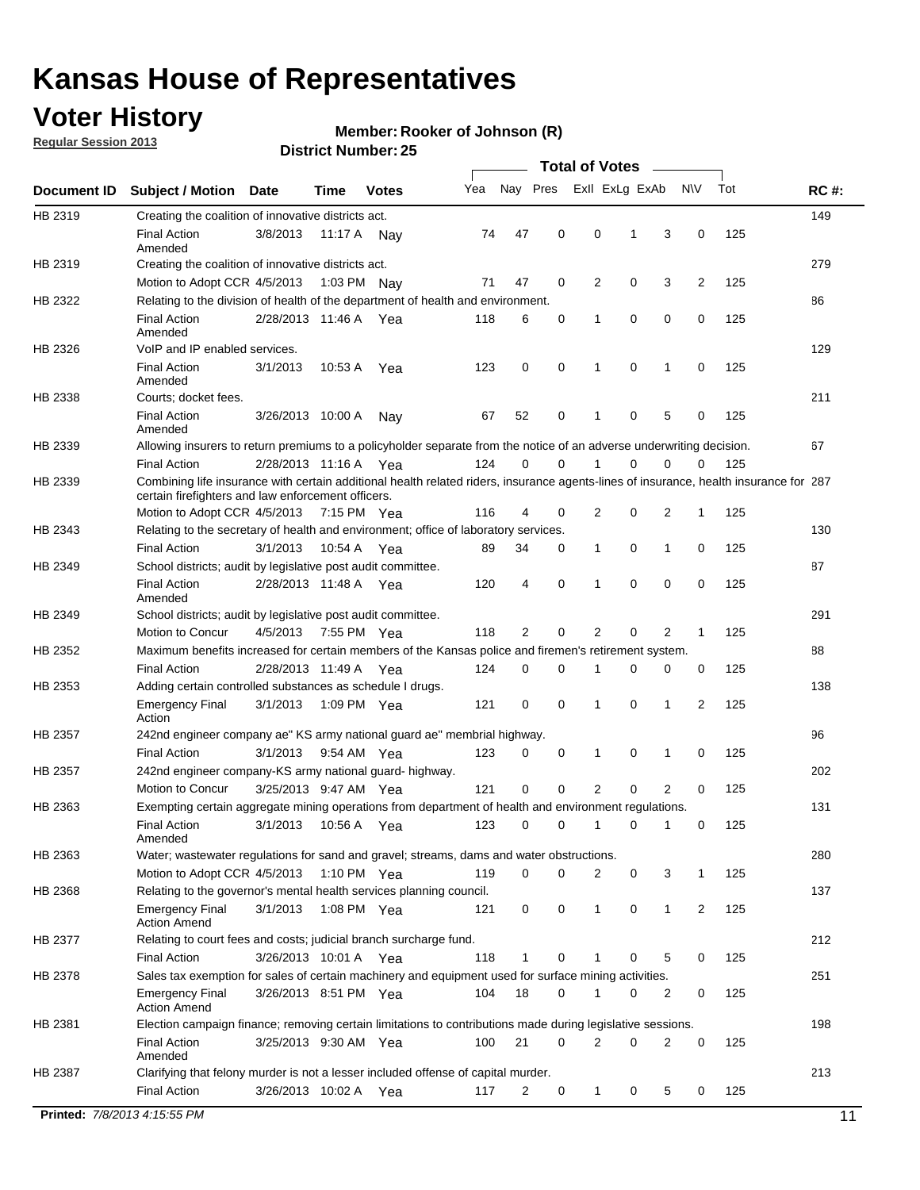# Kansas House of Representatives

## Voter History

**Regular Session 2013**

**Member: Rooker of Johnson (R)**

**District Number: 25**

| Document ID | Subject / Motion | Date | Time | Votes | Yea | Nay | Pres | ExII | ExLg | ExAb | N\V | Tot | RC #: |
|---|---|---|---|---|---|---|---|---|---|---|---|---|---|
| HB 2319 | Creating the coalition of innovative districts act. | | | | | | | | | | | | 149 |
| | Final Action Amended | 3/8/2013 | 11:17 A | Nay | 74 | 47 | 0 | 0 | 1 | 3 | 0 | 125 | |
| HB 2319 | Creating the coalition of innovative districts act. | | | | | | | | | | | | 279 |
| | Motion to Adopt CCR | 4/5/2013 | 1:03 PM | Nay | 71 | 47 | 0 | 2 | 0 | 3 | 2 | 125 | |
| HB 2322 | Relating to the division of health of the department of health and environment. | | | | | | | | | | | | 86 |
| | Final Action Amended | 2/28/2013 | 11:46 A | Yea | 118 | 6 | 0 | 1 | 0 | 0 | 0 | 125 | |
| HB 2326 | VoIP and IP enabled services. | | | | | | | | | | | | 129 |
| | Final Action Amended | 3/1/2013 | 10:53 A | Yea | 123 | 0 | 0 | 1 | 0 | 1 | 0 | 125 | |
| HB 2338 | Courts; docket fees. | | | | | | | | | | | | 211 |
| | Final Action Amended | 3/26/2013 | 10:00 A | Nay | 67 | 52 | 0 | 1 | 0 | 5 | 0 | 125 | |
| HB 2339 | Allowing insurers to return premiums to a policyholder separate from the notice of an adverse underwriting decision. | | | | | | | | | | | | 67 |
| | Final Action | 2/28/2013 | 11:16 A | Yea | 124 | 0 | 0 | 1 | 0 | 0 | 0 | 125 | |
| HB 2339 | Combining life insurance with certain additional health related riders, insurance agents-lines of insurance, health insurance for certain firefighters and law enforcement officers. | | | | | | | | | | | | 287 |
| | Motion to Adopt CCR | 4/5/2013 | 7:15 PM | Yea | 116 | 4 | 0 | 2 | 0 | 2 | 1 | 125 | |
| HB 2343 | Relating to the secretary of health and environment; office of laboratory services. | | | | | | | | | | | | 130 |
| | Final Action | 3/1/2013 | 10:54 A | Yea | 89 | 34 | 0 | 1 | 0 | 1 | 0 | 125 | |
| HB 2349 | School districts; audit by legislative post audit committee. | | | | | | | | | | | | 87 |
| | Final Action Amended | 2/28/2013 | 11:48 A | Yea | 120 | 4 | 0 | 1 | 0 | 0 | 0 | 125 | |
| HB 2349 | School districts; audit by legislative post audit committee. | | | | | | | | | | | | 291 |
| | Motion to Concur | 4/5/2013 | 7:55 PM | Yea | 118 | 2 | 0 | 2 | 0 | 2 | 1 | 125 | |
| HB 2352 | Maximum benefits increased for certain members of the Kansas police and firemen's retirement system. | | | | | | | | | | | | 88 |
| | Final Action | 2/28/2013 | 11:49 A | Yea | 124 | 0 | 0 | 1 | 0 | 0 | 0 | 125 | |
| HB 2353 | Adding certain controlled substances as schedule I drugs. | | | | | | | | | | | | 138 |
| | Emergency Final Action | 3/1/2013 | 1:09 PM | Yea | 121 | 0 | 0 | 1 | 0 | 1 | 2 | 125 | |
| HB 2357 | 242nd engineer company ae" KS army national guard ae" membrial highway. | | | | | | | | | | | | 96 |
| | Final Action | 3/1/2013 | 9:54 AM | Yea | 123 | 0 | 0 | 1 | 0 | 1 | 0 | 125 | |
| HB 2357 | 242nd engineer company-KS army national guard- highway. | | | | | | | | | | | | 202 |
| | Motion to Concur | 3/25/2013 | 9:47 AM | Yea | 121 | 0 | 0 | 2 | 0 | 2 | 0 | 125 | |
| HB 2363 | Exempting certain aggregate mining operations from department of health and environment regulations. | | | | | | | | | | | | 131 |
| | Final Action Amended | 3/1/2013 | 10:56 A | Yea | 123 | 0 | 0 | 1 | 0 | 1 | 0 | 125 | |
| HB 2363 | Water; wastewater regulations for sand and gravel; streams, dams and water obstructions. | | | | | | | | | | | | 280 |
| | Motion to Adopt CCR | 4/5/2013 | 1:10 PM | Yea | 119 | 0 | 0 | 2 | 0 | 3 | 1 | 125 | |
| HB 2368 | Relating to the governor's mental health services planning council. | | | | | | | | | | | | 137 |
| | Emergency Final Action Amend | 3/1/2013 | 1:08 PM | Yea | 121 | 0 | 0 | 1 | 0 | 1 | 2 | 125 | |
| HB 2377 | Relating to court fees and costs; judicial branch surcharge fund. | | | | | | | | | | | | 212 |
| | Final Action | 3/26/2013 | 10:01 A | Yea | 118 | 1 | 0 | 1 | 0 | 5 | 0 | 125 | |
| HB 2378 | Sales tax exemption for sales of certain machinery and equipment used for surface mining activities. | | | | | | | | | | | | 251 |
| | Emergency Final Action Amend | 3/26/2013 | 8:51 PM | Yea | 104 | 18 | 0 | 1 | 0 | 2 | 0 | 125 | |
| HB 2381 | Election campaign finance; removing certain limitations to contributions made during legislative sessions. | | | | | | | | | | | | 198 |
| | Final Action Amended | 3/25/2013 | 9:30 AM | Yea | 100 | 21 | 0 | 2 | 0 | 2 | 0 | 125 | |
| HB 2387 | Clarifying that felony murder is not a lesser included offense of capital murder. | | | | | | | | | | | | 213 |
| | Final Action | 3/26/2013 | 10:02 A | Yea | 117 | 2 | 0 | 1 | 0 | 5 | 0 | 125 | |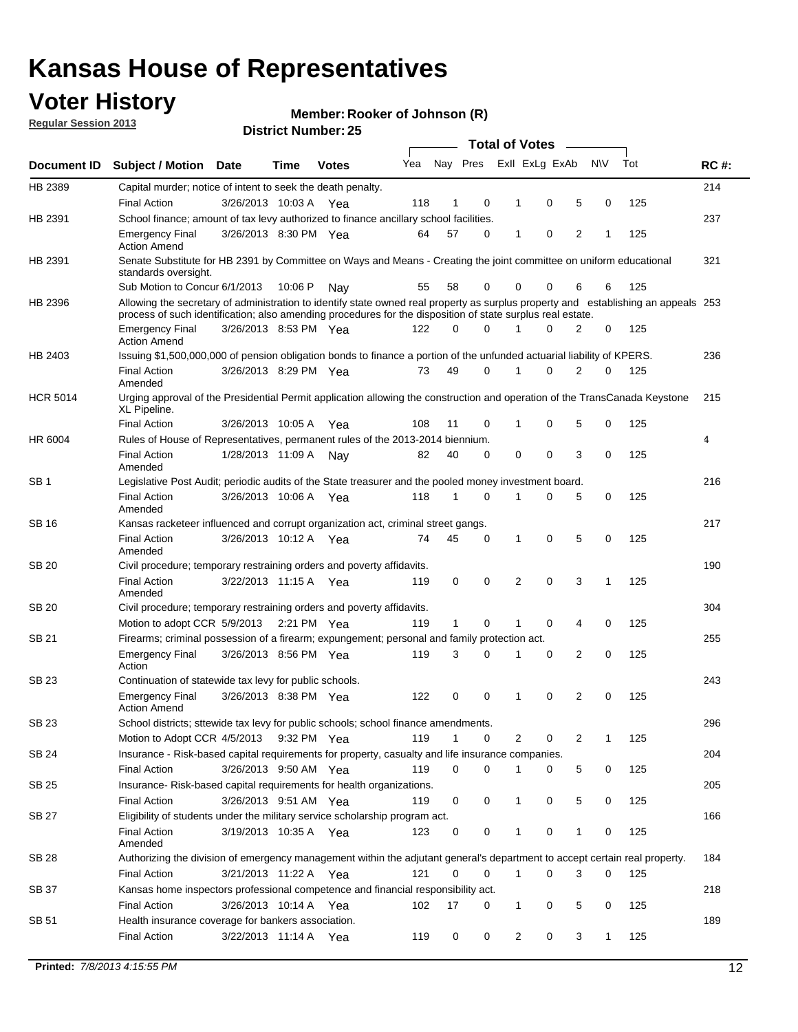# Kansas House of Representatives

## Voter History

**Regular Session 2013**

**Member: Rooker of Johnson (R)**

**District Number: 25**

| Document ID | Subject / Motion | Date | Time | Votes | Yea | Nay | Pres | ExII | ExLg | ExAb | N\V | Tot | RC #: |
|---|---|---|---|---|---|---|---|---|---|---|---|---|---|
| HB 2389 | Capital murder; notice of intent to seek the death penalty. | | | | | | | | | | | | 214 |
| | Final Action | 3/26/2013 | 10:03 A | Yea | 118 | 1 | 0 | 1 | 0 | 5 | 0 | 125 | |
| HB 2391 | School finance; amount of tax levy authorized to finance ancillary school facilities. | | | | | | | | | | | | 237 |
| | Emergency Final Action Amend | 3/26/2013 | 8:30 PM | Yea | 64 | 57 | 0 | 1 | 0 | 2 | 1 | 125 | |
| HB 2391 | Senate Substitute for HB 2391 by Committee on Ways and Means - Creating the joint committee on uniform educational standards oversight. | | | | | | | | | | | | 321 |
| | Sub Motion to Concur | 6/1/2013 | 10:06 P | Nay | 55 | 58 | 0 | 0 | 0 | 6 | 6 | 125 | |
| HB 2396 | Allowing the secretary of administration to identify state owned real property as surplus property and establishing an appeals process of such identification; also amending procedures for the disposition of state surplus real estate. | | | | | | | | | | | | 253 |
| | Emergency Final Action Amend | 3/26/2013 | 8:53 PM | Yea | 122 | 0 | 0 | 1 | 0 | 2 | 0 | 125 | |
| HB 2403 | Issuing $1,500,000,000 of pension obligation bonds to finance a portion of the unfunded actuarial liability of KPERS. | | | | | | | | | | | | 236 |
| | Final Action Amended | 3/26/2013 | 8:29 PM | Yea | 73 | 49 | 0 | 1 | 0 | 2 | 0 | 125 | |
| HCR 5014 | Urging approval of the Presidential Permit application allowing the construction and operation of the TransCanada Keystone XL Pipeline. | | | | | | | | | | | | 215 |
| | Final Action | 3/26/2013 | 10:05 A | Yea | 108 | 11 | 0 | 1 | 0 | 5 | 0 | 125 | |
| HR 6004 | Rules of House of Representatives, permanent rules of the 2013-2014 biennium. | | | | | | | | | | | | 4 |
| | Final Action Amended | 1/28/2013 | 11:09 A | Nay | 82 | 40 | 0 | 0 | 0 | 3 | 0 | 125 | |
| SB 1 | Legislative Post Audit; periodic audits of the State treasurer and the pooled money investment board. | | | | | | | | | | | | 216 |
| | Final Action Amended | 3/26/2013 | 10:06 A | Yea | 118 | 1 | 0 | 1 | 0 | 5 | 0 | 125 | |
| SB 16 | Kansas racketeer influenced and corrupt organization act, criminal street gangs. | | | | | | | | | | | | 217 |
| | Final Action Amended | 3/26/2013 | 10:12 A | Yea | 74 | 45 | 0 | 1 | 0 | 5 | 0 | 125 | |
| SB 20 | Civil procedure; temporary restraining orders and poverty affidavits. | | | | | | | | | | | | 190 |
| | Final Action Amended | 3/22/2013 | 11:15 A | Yea | 119 | 0 | 0 | 2 | 0 | 3 | 1 | 125 | |
| SB 20 | Civil procedure; temporary restraining orders and poverty affidavits. | | | | | | | | | | | | 304 |
| | Motion to adopt CCR | 5/9/2013 | 2:21 PM | Yea | 119 | 1 | 0 | 1 | 0 | 4 | 0 | 125 | |
| SB 21 | Firearms; criminal possession of a firearm; expungement; personal and family protection act. | | | | | | | | | | | | 255 |
| | Emergency Final Action | 3/26/2013 | 8:56 PM | Yea | 119 | 3 | 0 | 1 | 0 | 2 | 0 | 125 | |
| SB 23 | Continuation of statewide tax levy for public schools. | | | | | | | | | | | | 243 |
| | Emergency Final Action Amend | 3/26/2013 | 8:38 PM | Yea | 122 | 0 | 0 | 1 | 0 | 2 | 0 | 125 | |
| SB 23 | School districts; sttewide tax levy for public schools; school finance amendments. | | | | | | | | | | | | 296 |
| | Motion to Adopt CCR | 4/5/2013 | 9:32 PM | Yea | 119 | 1 | 0 | 2 | 0 | 2 | 1 | 125 | |
| SB 24 | Insurance - Risk-based capital requirements for property, casualty and life insurance companies. | | | | | | | | | | | | 204 |
| | Final Action | 3/26/2013 | 9:50 AM | Yea | 119 | 0 | 0 | 1 | 0 | 5 | 0 | 125 | |
| SB 25 | Insurance- Risk-based capital requirements for health organizations. | | | | | | | | | | | | 205 |
| | Final Action | 3/26/2013 | 9:51 AM | Yea | 119 | 0 | 0 | 1 | 0 | 5 | 0 | 125 | |
| SB 27 | Eligibility of students under the military service scholarship program act. | | | | | | | | | | | | 166 |
| | Final Action Amended | 3/19/2013 | 10:35 A | Yea | 123 | 0 | 0 | 1 | 0 | 1 | 0 | 125 | |
| SB 28 | Authorizing the division of emergency management within the adjutant general's department to accept certain real property. | | | | | | | | | | | | 184 |
| | Final Action | 3/21/2013 | 11:22 A | Yea | 121 | 0 | 0 | 1 | 0 | 3 | 0 | 125 | |
| SB 37 | Kansas home inspectors professional competence and financial responsibility act. | | | | | | | | | | | | 218 |
| | Final Action | 3/26/2013 | 10:14 A | Yea | 102 | 17 | 0 | 1 | 0 | 5 | 0 | 125 | |
| SB 51 | Health insurance coverage for bankers association. | | | | | | | | | | | | 189 |
| | Final Action | 3/22/2013 | 11:14 A | Yea | 119 | 0 | 0 | 2 | 0 | 3 | 1 | 125 | |

**Printed:** *7/8/2013 4:15:55 PM*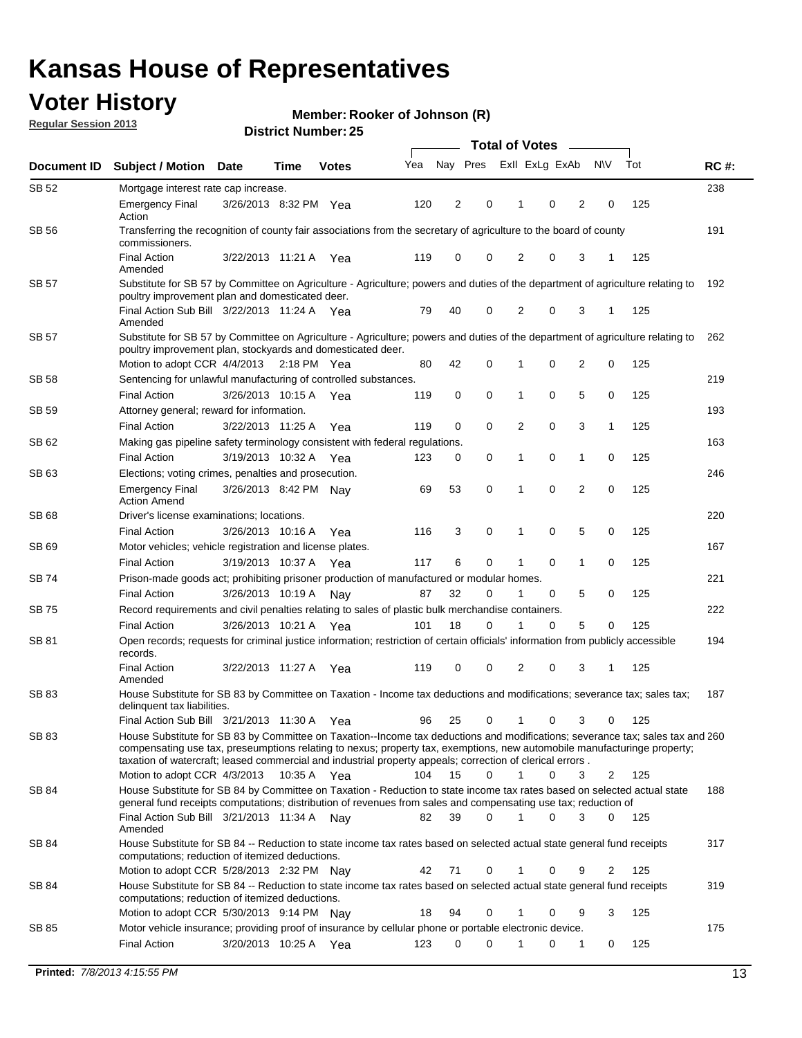# Kansas House of Representatives

## Voter History

**Regular Session 2013**

**Member: Rooker of Johnson (R)**

**District Number: 25**

| Document ID | Subject / Motion | Date | Time | Votes | Yea | Nay | Pres | ExII | ExLg | ExAb | N\V | Tot | RC #: |
|---|---|---|---|---|---|---|---|---|---|---|---|---|---|
| SB 52 | Mortgage interest rate cap increase. | | | | | | | | | | | | 238 |
| | Emergency Final Action | 3/26/2013 | 8:32 PM | Yea | 120 | 2 | 0 | 1 | 0 | 2 | 0 | 125 | |
| SB 56 | Transferring the recognition of county fair associations from the secretary of agriculture to the board of county commissioners. | | | | | | | | | | | | 191 |
| | Final Action Amended | 3/22/2013 | 11:21 A | Yea | 119 | 0 | 0 | 2 | 0 | 3 | 1 | 125 | |
| SB 57 | Substitute for SB 57 by Committee on Agriculture - Agriculture; powers and duties of the department of agriculture relating to poultry improvement plan and domesticated deer. | | | | | | | | | | | | 192 |
| | Final Action Sub Bill Amended | 3/22/2013 | 11:24 A | Yea | 79 | 40 | 0 | 2 | 0 | 3 | 1 | 125 | |
| SB 57 | Substitute for SB 57 by Committee on Agriculture - Agriculture; powers and duties of the department of agriculture relating to poultry improvement plan, stockyards and domesticated deer. | | | | | | | | | | | | 262 |
| | Motion to adopt CCR | 4/4/2013 | 2:18 PM | Yea | 80 | 42 | 0 | 1 | 0 | 2 | 0 | 125 | |
| SB 58 | Sentencing for unlawful manufacturing of controlled substances. | | | | | | | | | | | | 219 |
| | Final Action | 3/26/2013 | 10:15 A | Yea | 119 | 0 | 0 | 1 | 0 | 5 | 0 | 125 | |
| SB 59 | Attorney general; reward for information. | | | | | | | | | | | | 193 |
| | Final Action | 3/22/2013 | 11:25 A | Yea | 119 | 0 | 0 | 2 | 0 | 3 | 1 | 125 | |
| SB 62 | Making gas pipeline safety terminology consistent with federal regulations. | | | | | | | | | | | | 163 |
| | Final Action | 3/19/2013 | 10:32 A | Yea | 123 | 0 | 0 | 1 | 0 | 1 | 0 | 125 | |
| SB 63 | Elections; voting crimes, penalties and prosecution. | | | | | | | | | | | | 246 |
| | Emergency Final Action Amend | 3/26/2013 | 8:42 PM | Nay | 69 | 53 | 0 | 1 | 0 | 2 | 0 | 125 | |
| SB 68 | Driver's license examinations; locations. | | | | | | | | | | | | 220 |
| | Final Action | 3/26/2013 | 10:16 A | Yea | 116 | 3 | 0 | 1 | 0 | 5 | 0 | 125 | |
| SB 69 | Motor vehicles; vehicle registration and license plates. | | | | | | | | | | | | 167 |
| | Final Action | 3/19/2013 | 10:37 A | Yea | 117 | 6 | 0 | 1 | 0 | 1 | 0 | 125 | |
| SB 74 | Prison-made goods act; prohibiting prisoner production of manufactured or modular homes. | | | | | | | | | | | | 221 |
| | Final Action | 3/26/2013 | 10:19 A | Nay | 87 | 32 | 0 | 1 | 0 | 5 | 0 | 125 | |
| SB 75 | Record requirements and civil penalties relating to sales of plastic bulk merchandise containers. | | | | | | | | | | | | 222 |
| | Final Action | 3/26/2013 | 10:21 A | Yea | 101 | 18 | 0 | 1 | 0 | 5 | 0 | 125 | |
| SB 81 | Open records; requests for criminal justice information; restriction of certain officials' information from publicly accessible records. | | | | | | | | | | | | 194 |
| | Final Action Amended | 3/22/2013 | 11:27 A | Yea | 119 | 0 | 0 | 2 | 0 | 3 | 1 | 125 | |
| SB 83 | House Substitute for SB 83 by Committee on Taxation - Income tax deductions and modifications; severance tax; sales tax; delinquent tax liabilities. | | | | | | | | | | | | 187 |
| | Final Action Sub Bill | 3/21/2013 | 11:30 A | Yea | 96 | 25 | 0 | 1 | 0 | 3 | 0 | 125 | |
| SB 83 | House Substitute for SB 83 by Committee on Taxation--Income tax deductions and modifications; severance tax; sales tax and compensating use tax, preseumptions relating to nexus; property tax, exemptions, new automobile manufacturinge property; taxation of watercraft; leased commercial and industrial property appeals; correction of clerical errors . | | | | | | | | | | | | 260 |
| | Motion to adopt CCR | 4/3/2013 | 10:35 A | Yea | 104 | 15 | 0 | 1 | 0 | 3 | 2 | 125 | |
| SB 84 | House Substitute for SB 84 by Committee on Taxation - Reduction to state income tax rates based on selected actual state general fund receipts computations; distribution of revenues from sales and compensating use tax; reduction of | | | | | | | | | | | | 188 |
| | Final Action Sub Bill Amended | 3/21/2013 | 11:34 A | Nay | 82 | 39 | 0 | 1 | 0 | 3 | 0 | 125 | |
| SB 84 | House Substitute for SB 84 -- Reduction to state income tax rates based on selected actual state general fund receipts computations; reduction of itemized deductions. | | | | | | | | | | | | 317 |
| | Motion to adopt CCR | 5/28/2013 | 2:32 PM | Nay | 42 | 71 | 0 | 1 | 0 | 9 | 2 | 125 | |
| SB 84 | House Substitute for SB 84 -- Reduction to state income tax rates based on selected actual state general fund receipts computations; reduction of itemized deductions. | | | | | | | | | | | | 319 |
| | Motion to adopt CCR | 5/30/2013 | 9:14 PM | Nay | 18 | 94 | 0 | 1 | 0 | 9 | 3 | 125 | |
| SB 85 | Motor vehicle insurance; providing proof of insurance by cellular phone or portable electronic device. | | | | | | | | | | | | 175 |
| | Final Action | 3/20/2013 | 10:25 A | Yea | 123 | 0 | 0 | 1 | 0 | 1 | 0 | 125 | |

**Printed:** *7/8/2013 4:15:55 PM*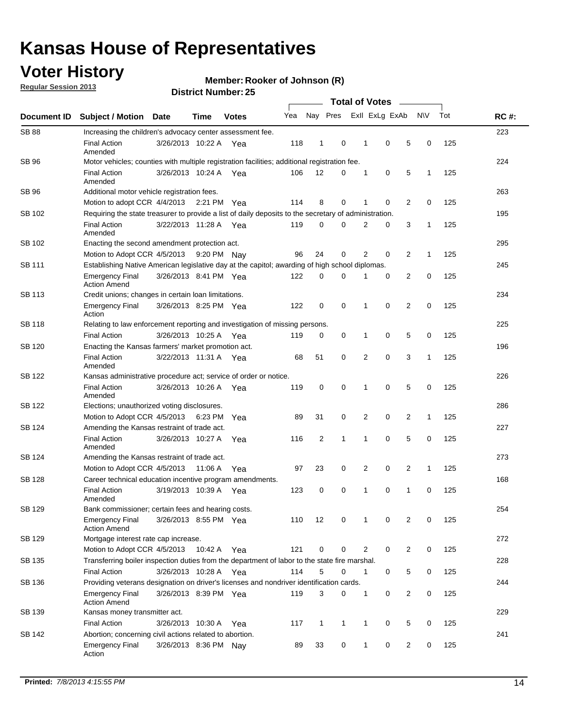# Kansas House of Representatives

## Voter History

**Regular Session 2013**

**Member: Rooker of Johnson (R)**

**District Number: 25**

| Document ID | Subject / Motion | Date | Time | Votes | Yea | Nay | Pres | ExII | ExLg | ExAb | N\V | Tot | RC #: |
|---|---|---|---|---|---|---|---|---|---|---|---|---|---|
| SB 88 | Increasing the children's advocacy center assessment fee. | | | | | | | | | | | | 223 |
| | Final Action Amended | 3/26/2013 | 10:22 A | Yea | 118 | 1 | 0 | 1 | 0 | 5 | 0 | 125 | |
| SB 96 | Motor vehicles; counties with multiple registration facilities; additional registration fee. | | | | | | | | | | | | 224 |
| | Final Action Amended | 3/26/2013 | 10:24 A | Yea | 106 | 12 | 0 | 1 | 0 | 5 | 1 | 125 | |
| SB 96 | Additional motor vehicle registration fees. | | | | | | | | | | | | 263 |
| | Motion to adopt CCR | 4/4/2013 | 2:21 PM | Yea | 114 | 8 | 0 | 1 | 0 | 2 | 0 | 125 | |
| SB 102 | Requiring the state treasurer to provide a list of daily deposits to the secretary of administration. | | | | | | | | | | | | 195 |
| | Final Action Amended | 3/22/2013 | 11:28 A | Yea | 119 | 0 | 0 | 2 | 0 | 3 | 1 | 125 | |
| SB 102 | Enacting the second amendment protection act. | | | | | | | | | | | | 295 |
| | Motion to Adopt CCR | 4/5/2013 | 9:20 PM | Nay | 96 | 24 | 0 | 2 | 0 | 2 | 1 | 125 | |
| SB 111 | Establishing Native American legislative day at the capitol; awarding of high school diplomas. | | | | | | | | | | | | 245 |
| | Emergency Final Action Amend | 3/26/2013 | 8:41 PM | Yea | 122 | 0 | 0 | 1 | 0 | 2 | 0 | 125 | |
| SB 113 | Credit unions; changes in certain loan limitations. | | | | | | | | | | | | 234 |
| | Emergency Final Action | 3/26/2013 | 8:25 PM | Yea | 122 | 0 | 0 | 1 | 0 | 2 | 0 | 125 | |
| SB 118 | Relating to law enforcement reporting and investigation of missing persons. | | | | | | | | | | | | 225 |
| | Final Action | 3/26/2013 | 10:25 A | Yea | 119 | 0 | 0 | 1 | 0 | 5 | 0 | 125 | |
| SB 120 | Enacting the Kansas farmers' market promotion act. | | | | | | | | | | | | 196 |
| | Final Action Amended | 3/22/2013 | 11:31 A | Yea | 68 | 51 | 0 | 2 | 0 | 3 | 1 | 125 | |
| SB 122 | Kansas administrative procedure act; service of order or notice. | | | | | | | | | | | | 226 |
| | Final Action Amended | 3/26/2013 | 10:26 A | Yea | 119 | 0 | 0 | 1 | 0 | 5 | 0 | 125 | |
| SB 122 | Elections; unauthorized voting disclosures. | | | | | | | | | | | | 286 |
| | Motion to Adopt CCR | 4/5/2013 | 6:23 PM | Yea | 89 | 31 | 0 | 2 | 0 | 2 | 1 | 125 | |
| SB 124 | Amending the Kansas restraint of trade act. | | | | | | | | | | | | 227 |
| | Final Action Amended | 3/26/2013 | 10:27 A | Yea | 116 | 2 | 1 | 1 | 0 | 5 | 0 | 125 | |
| SB 124 | Amending the Kansas restraint of trade act. | | | | | | | | | | | | 273 |
| | Motion to Adopt CCR | 4/5/2013 | 11:06 A | Yea | 97 | 23 | 0 | 2 | 0 | 2 | 1 | 125 | |
| SB 128 | Career technical education incentive program amendments. | | | | | | | | | | | | 168 |
| | Final Action Amended | 3/19/2013 | 10:39 A | Yea | 123 | 0 | 0 | 1 | 0 | 1 | 0 | 125 | |
| SB 129 | Bank commissioner; certain fees and hearing costs. | | | | | | | | | | | | 254 |
| | Emergency Final Action Amend | 3/26/2013 | 8:55 PM | Yea | 110 | 12 | 0 | 1 | 0 | 2 | 0 | 125 | |
| SB 129 | Mortgage interest rate cap increase. | | | | | | | | | | | | 272 |
| | Motion to Adopt CCR | 4/5/2013 | 10:42 A | Yea | 121 | 0 | 0 | 2 | 0 | 2 | 0 | 125 | |
| SB 135 | Transferring boiler inspection duties from the department of labor to the state fire marshal. | | | | | | | | | | | | 228 |
| | Final Action | 3/26/2013 | 10:28 A | Yea | 114 | 5 | 0 | 1 | 0 | 5 | 0 | 125 | |
| SB 136 | Providing veterans designation on driver's licenses and nondriver identification cards. | | | | | | | | | | | | 244 |
| | Emergency Final Action Amend | 3/26/2013 | 8:39 PM | Yea | 119 | 3 | 0 | 1 | 0 | 2 | 0 | 125 | |
| SB 139 | Kansas money transmitter act. | | | | | | | | | | | | 229 |
| | Final Action | 3/26/2013 | 10:30 A | Yea | 117 | 1 | 1 | 1 | 0 | 5 | 0 | 125 | |
| SB 142 | Abortion; concerning civil actions related to abortion. | | | | | | | | | | | | 241 |
| | Emergency Final Action | 3/26/2013 | 8:36 PM | Nay | 89 | 33 | 0 | 1 | 0 | 2 | 0 | 125 | |

**Printed:** *7/8/2013 4:15:55 PM*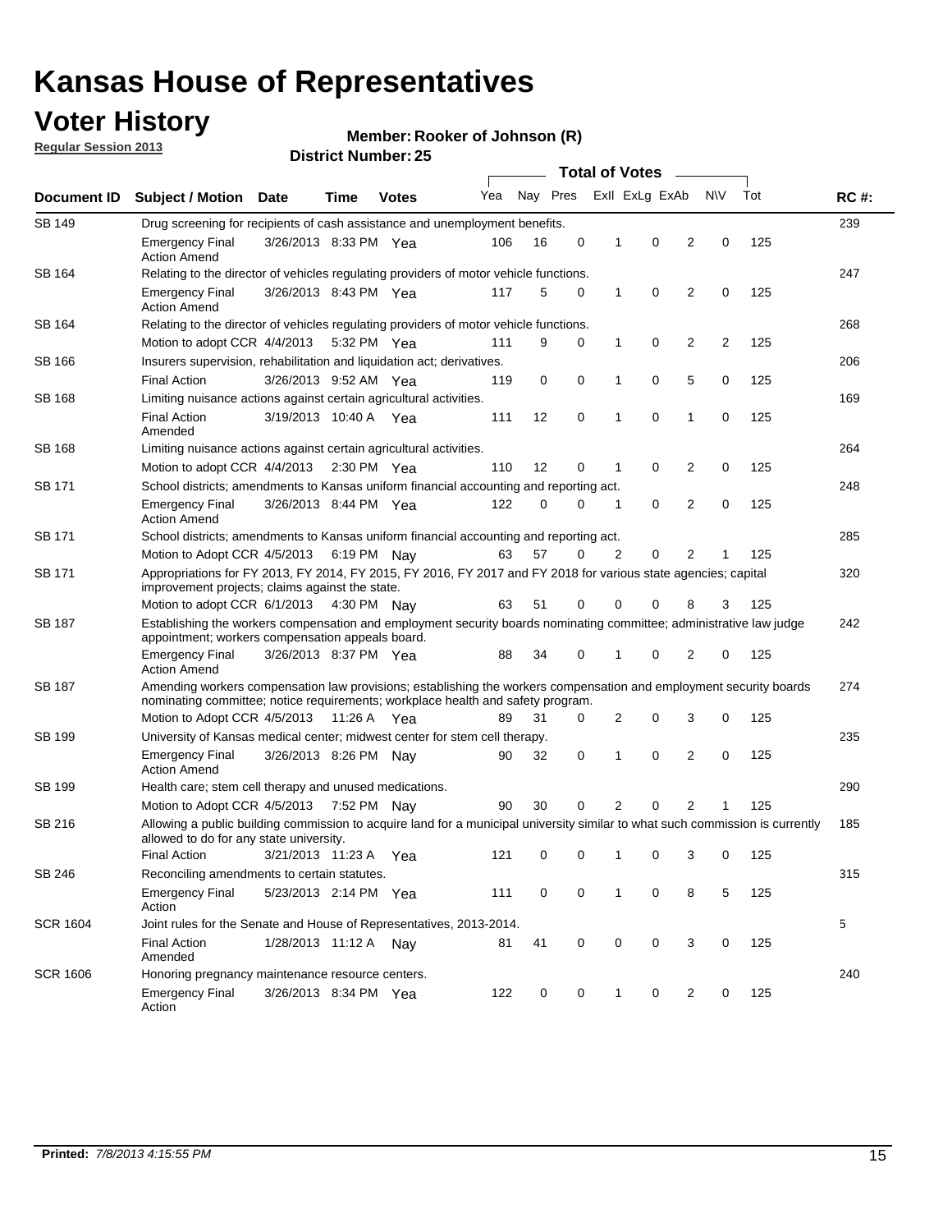# Kansas House of Representatives

## Voter History

**Regular Session 2013**

**Member: Rooker of Johnson (R)**

**District Number: 25**

| Document ID | Subject / Motion | Date | Time | Votes | Yea | Nay | Pres | ExII | ExLg | ExAb | N\V | Tot | RC #: |
|---|---|---|---|---|---|---|---|---|---|---|---|---|---|
| SB 149 | Drug screening for recipients of cash assistance and unemployment benefits. | | | | | | | | | | | | 239 |
| | Emergency Final Action Amend | 3/26/2013 | 8:33 PM | Yea | 106 | 16 | 0 | 1 | 0 | 2 | 0 | 125 | |
| SB 164 | Relating to the director of vehicles regulating providers of motor vehicle functions. | | | | | | | | | | | | 247 |
| | Emergency Final Action Amend | 3/26/2013 | 8:43 PM | Yea | 117 | 5 | 0 | 1 | 0 | 2 | 0 | 125 | |
| SB 164 | Relating to the director of vehicles regulating providers of motor vehicle functions. | | | | | | | | | | | | 268 |
| | Motion to adopt CCR | 4/4/2013 | 5:32 PM | Yea | 111 | 9 | 0 | 1 | 0 | 2 | 2 | 125 | |
| SB 166 | Insurers supervision, rehabilitation and liquidation act; derivatives. | | | | | | | | | | | | 206 |
| | Final Action | 3/26/2013 | 9:52 AM | Yea | 119 | 0 | 0 | 1 | 0 | 5 | 0 | 125 | |
| SB 168 | Limiting nuisance actions against certain agricultural activities. | | | | | | | | | | | | 169 |
| | Final Action Amended | 3/19/2013 | 10:40 A | Yea | 111 | 12 | 0 | 1 | 0 | 1 | 0 | 125 | |
| SB 168 | Limiting nuisance actions against certain agricultural activities. | | | | | | | | | | | | 264 |
| | Motion to adopt CCR | 4/4/2013 | 2:30 PM | Yea | 110 | 12 | 0 | 1 | 0 | 2 | 0 | 125 | |
| SB 171 | School districts; amendments to Kansas uniform financial accounting and reporting act. | | | | | | | | | | | | 248 |
| | Emergency Final Action Amend | 3/26/2013 | 8:44 PM | Yea | 122 | 0 | 0 | 1 | 0 | 2 | 0 | 125 | |
| SB 171 | School districts; amendments to Kansas uniform financial accounting and reporting act. | | | | | | | | | | | | 285 |
| | Motion to Adopt CCR | 4/5/2013 | 6:19 PM | Nay | 63 | 57 | 0 | 2 | 0 | 2 | 1 | 125 | |
| SB 171 | Appropriations for FY 2013, FY 2014, FY 2015, FY 2016, FY 2017 and FY 2018 for various state agencies; capital improvement projects; claims against the state. | | | | | | | | | | | | 320 |
| | Motion to adopt CCR | 6/1/2013 | 4:30 PM | Nay | 63 | 51 | 0 | 0 | 0 | 8 | 3 | 125 | |
| SB 187 | Establishing the workers compensation and employment security boards nominating committee; administrative law judge appointment; workers compensation appeals board. | | | | | | | | | | | | 242 |
| | Emergency Final Action Amend | 3/26/2013 | 8:37 PM | Yea | 88 | 34 | 0 | 1 | 0 | 2 | 0 | 125 | |
| SB 187 | Amending workers compensation law provisions; establishing the workers compensation and employment security boards nominating committee; notice requirements; workplace health and safety program. | | | | | | | | | | | | 274 |
| | Motion to Adopt CCR | 4/5/2013 | 11:26 A | Yea | 89 | 31 | 0 | 2 | 0 | 3 | 0 | 125 | |
| SB 199 | University of Kansas medical center; midwest center for stem cell therapy. | | | | | | | | | | | | 235 |
| | Emergency Final Action Amend | 3/26/2013 | 8:26 PM | Nay | 90 | 32 | 0 | 1 | 0 | 2 | 0 | 125 | |
| SB 199 | Health care; stem cell therapy and unused medications. | | | | | | | | | | | | 290 |
| | Motion to Adopt CCR | 4/5/2013 | 7:52 PM | Nay | 90 | 30 | 0 | 2 | 0 | 2 | 1 | 125 | |
| SB 216 | Allowing a public building commission to acquire land for a municipal university similar to what such commission is currently allowed to do for any state university. | | | | | | | | | | | | 185 |
| | Final Action | 3/21/2013 | 11:23 A | Yea | 121 | 0 | 0 | 1 | 0 | 3 | 0 | 125 | |
| SB 246 | Reconciling amendments to certain statutes. | | | | | | | | | | | | 315 |
| | Emergency Final Action | 5/23/2013 | 2:14 PM | Yea | 111 | 0 | 0 | 1 | 0 | 8 | 5 | 125 | |
| SCR 1604 | Joint rules for the Senate and House of Representatives, 2013-2014. | | | | | | | | | | | | 5 |
| | Final Action Amended | 1/28/2013 | 11:12 A | Nay | 81 | 41 | 0 | 0 | 0 | 3 | 0 | 125 | |
| SCR 1606 | Honoring pregnancy maintenance resource centers. | | | | | | | | | | | | 240 |
| | Emergency Final Action | 3/26/2013 | 8:34 PM | Yea | 122 | 0 | 0 | 1 | 0 | 2 | 0 | 125 | |

**Printed:** *7/8/2013 4:15:55 PM*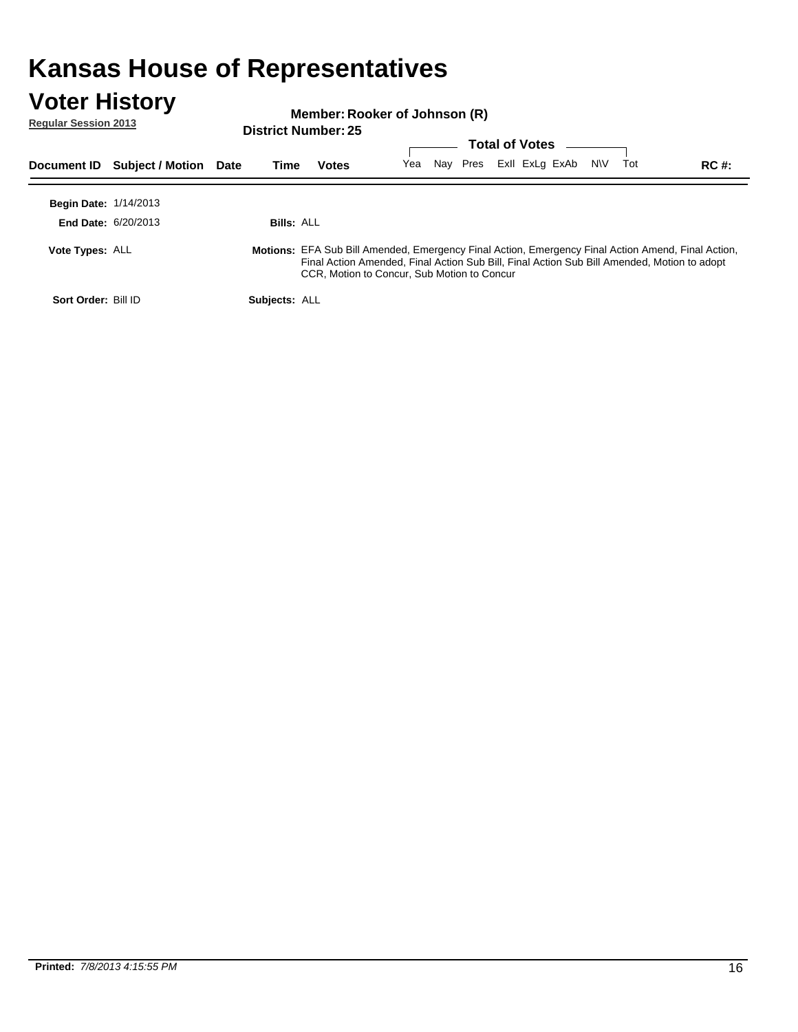# Kansas House of Representatives

## Voter History

**Regular Session 2013**

**Member: Rooker of Johnson (R)**

**District Number: 25**

| Document ID | Subject / Motion | Date | Time | Votes | Yea | Nay | Pres | ExII | ExLg | ExAb | N\V | Tot | RC #: |
|---|---|---|---|---|---|---|---|---|---|---|---|---|---|

**Begin Date:** 1/14/2013

**End Date:** 6/20/2013

**Bills:** ALL

**Vote Types:** ALL

**Motions:** EFA Sub Bill Amended, Emergency Final Action, Emergency Final Action Amend, Final Action, Final Action Amended, Final Action Sub Bill, Final Action Sub Bill Amended, Motion to adopt CCR, Motion to Concur, Sub Motion to Concur

**Sort Order:** Bill ID

**Subjects:** ALL

**Printed:** *7/8/2013 4:15:55 PM*